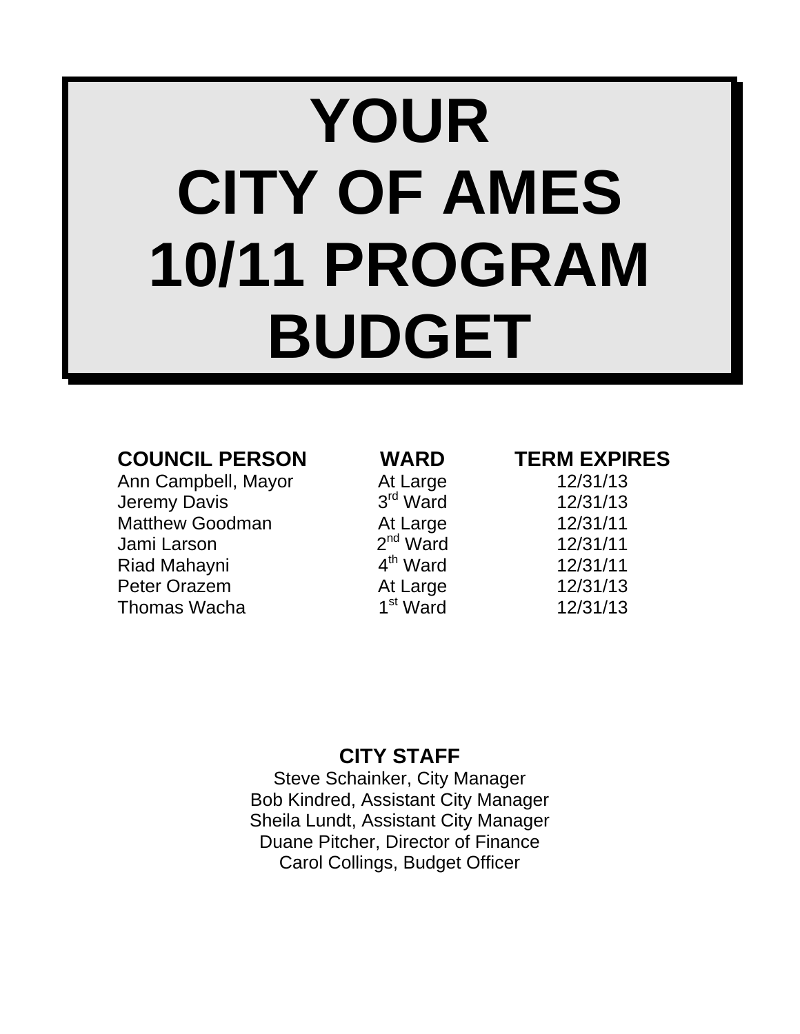# YOUR CITY OF AMES 10/11 PROGRAM BUDGET

| COUNCIL PERSON | WARD | TERM EXPIRES |
| --- | --- | --- |
| Ann Campbell, Mayor | At Large | 12/31/13 |
| Jeremy Davis | 3rd Ward | 12/31/13 |
| Matthew Goodman | At Large | 12/31/11 |
| Jami Larson | 2nd Ward | 12/31/11 |
| Riad Mahayni | 4th Ward | 12/31/11 |
| Peter Orazem | At Large | 12/31/13 |
| Thomas Wacha | 1st Ward | 12/31/13 |

**CITY STAFF**

Steve Schainker, City Manager
Bob Kindred, Assistant City Manager
Sheila Lundt, Assistant City Manager
Duane Pitcher, Director of Finance
Carol Collings, Budget Officer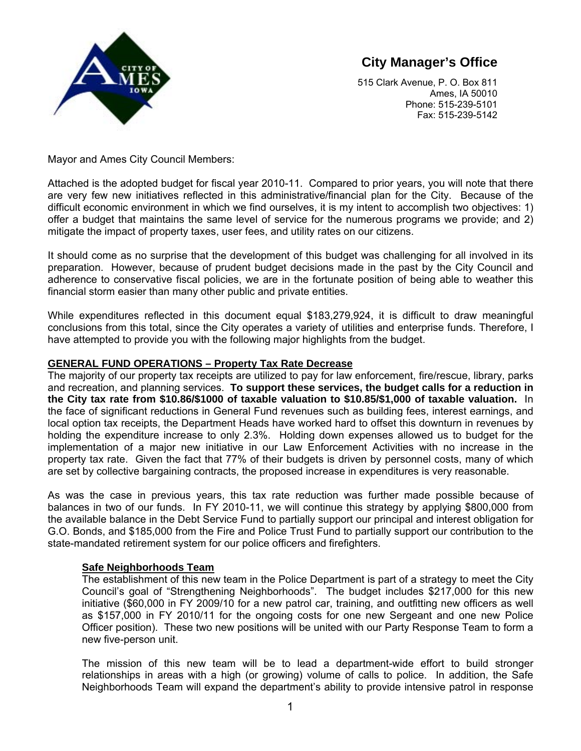## City Manager's Office

515 Clark Avenue, P. O. Box 811
Ames, IA 50010
Phone: 515-239-5101
Fax: 515-239-5142

Mayor and Ames City Council Members:

Attached is the adopted budget for fiscal year 2010-11. Compared to prior years, you will note that there are very few new initiatives reflected in this administrative/financial plan for the City. Because of the difficult economic environment in which we find ourselves, it is my intent to accomplish two objectives: 1) offer a budget that maintains the same level of service for the numerous programs we provide; and 2) mitigate the impact of property taxes, user fees, and utility rates on our citizens.

It should come as no surprise that the development of this budget was challenging for all involved in its preparation. However, because of prudent budget decisions made in the past by the City Council and adherence to conservative fiscal policies, we are in the fortunate position of being able to weather this financial storm easier than many other public and private entities.

While expenditures reflected in this document equal $183,279,924, it is difficult to draw meaningful conclusions from this total, since the City operates a variety of utilities and enterprise funds. Therefore, I have attempted to provide you with the following major highlights from the budget.

### GENERAL FUND OPERATIONS – Property Tax Rate Decrease

The majority of our property tax receipts are utilized to pay for law enforcement, fire/rescue, library, parks and recreation, and planning services. **To support these services, the budget calls for a reduction in the City tax rate from $10.86/$1000 of taxable valuation to $10.85/$1,000 of taxable valuation.** In the face of significant reductions in General Fund revenues such as building fees, interest earnings, and local option tax receipts, the Department Heads have worked hard to offset this downturn in revenues by holding the expenditure increase to only 2.3%. Holding down expenses allowed us to budget for the implementation of a major new initiative in our Law Enforcement Activities with no increase in the property tax rate. Given the fact that 77% of their budgets is driven by personnel costs, many of which are set by collective bargaining contracts, the proposed increase in expenditures is very reasonable.

As was the case in previous years, this tax rate reduction was further made possible because of balances in two of our funds. In FY 2010-11, we will continue this strategy by applying $800,000 from the available balance in the Debt Service Fund to partially support our principal and interest obligation for G.O. Bonds, and $185,000 from the Fire and Police Trust Fund to partially support our contribution to the state-mandated retirement system for our police officers and firefighters.

#### Safe Neighborhoods Team

The establishment of this new team in the Police Department is part of a strategy to meet the City Council's goal of "Strengthening Neighborhoods". The budget includes $217,000 for this new initiative ($60,000 in FY 2009/10 for a new patrol car, training, and outfitting new officers as well as $157,000 in FY 2010/11 for the ongoing costs for one new Sergeant and one new Police Officer position). These two new positions will be united with our Party Response Team to form a new five-person unit.

The mission of this new team will be to lead a department-wide effort to build stronger relationships in areas with a high (or growing) volume of calls to police. In addition, the Safe Neighborhoods Team will expand the department's ability to provide intensive patrol in response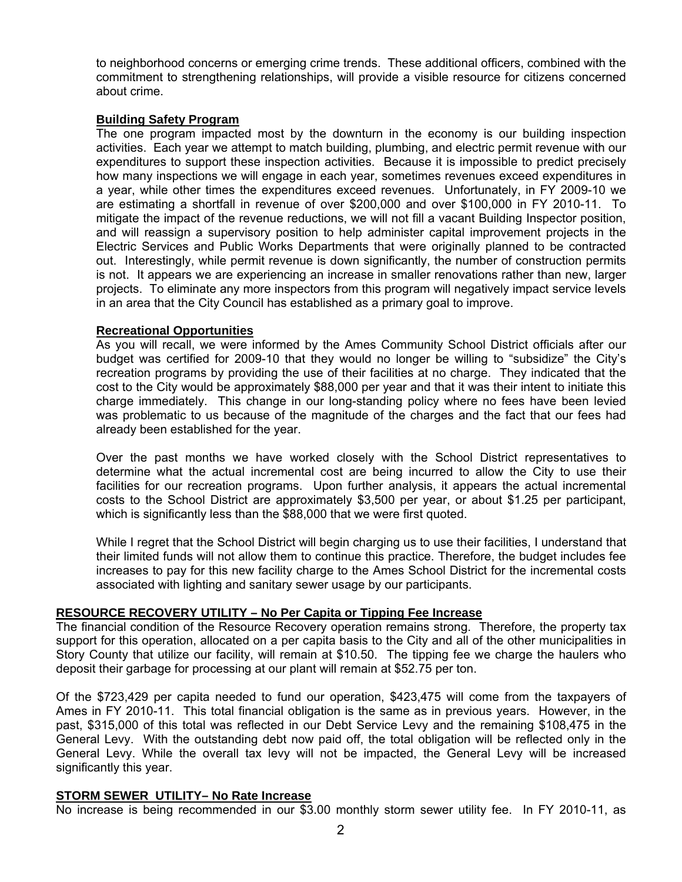to neighborhood concerns or emerging crime trends. These additional officers, combined with the commitment to strengthening relationships, will provide a visible resource for citizens concerned about crime.

**Building Safety Program**

The one program impacted most by the downturn in the economy is our building inspection activities. Each year we attempt to match building, plumbing, and electric permit revenue with our expenditures to support these inspection activities. Because it is impossible to predict precisely how many inspections we will engage in each year, sometimes revenues exceed expenditures in a year, while other times the expenditures exceed revenues. Unfortunately, in FY 2009-10 we are estimating a shortfall in revenue of over $200,000 and over $100,000 in FY 2010-11. To mitigate the impact of the revenue reductions, we will not fill a vacant Building Inspector position, and will reassign a supervisory position to help administer capital improvement projects in the Electric Services and Public Works Departments that were originally planned to be contracted out. Interestingly, while permit revenue is down significantly, the number of construction permits is not. It appears we are experiencing an increase in smaller renovations rather than new, larger projects. To eliminate any more inspectors from this program will negatively impact service levels in an area that the City Council has established as a primary goal to improve.

**Recreational Opportunities**

As you will recall, we were informed by the Ames Community School District officials after our budget was certified for 2009-10 that they would no longer be willing to "subsidize" the City's recreation programs by providing the use of their facilities at no charge. They indicated that the cost to the City would be approximately $88,000 per year and that it was their intent to initiate this charge immediately. This change in our long-standing policy where no fees have been levied was problematic to us because of the magnitude of the charges and the fact that our fees had already been established for the year.

Over the past months we have worked closely with the School District representatives to determine what the actual incremental cost are being incurred to allow the City to use their facilities for our recreation programs. Upon further analysis, it appears the actual incremental costs to the School District are approximately $3,500 per year, or about $1.25 per participant, which is significantly less than the $88,000 that we were first quoted.

While I regret that the School District will begin charging us to use their facilities, I understand that their limited funds will not allow them to continue this practice. Therefore, the budget includes fee increases to pay for this new facility charge to the Ames School District for the incremental costs associated with lighting and sanitary sewer usage by our participants.

**RESOURCE RECOVERY UTILITY – No Per Capita or Tipping Fee Increase**

The financial condition of the Resource Recovery operation remains strong. Therefore, the property tax support for this operation, allocated on a per capita basis to the City and all of the other municipalities in Story County that utilize our facility, will remain at $10.50. The tipping fee we charge the haulers who deposit their garbage for processing at our plant will remain at $52.75 per ton.

Of the $723,429 per capita needed to fund our operation, $423,475 will come from the taxpayers of Ames in FY 2010-11. This total financial obligation is the same as in previous years. However, in the past, $315,000 of this total was reflected in our Debt Service Levy and the remaining $108,475 in the General Levy. With the outstanding debt now paid off, the total obligation will be reflected only in the General Levy. While the overall tax levy will not be impacted, the General Levy will be increased significantly this year.

**STORM SEWER UTILITY– No Rate Increase**

No increase is being recommended in our $3.00 monthly storm sewer utility fee. In FY 2010-11, as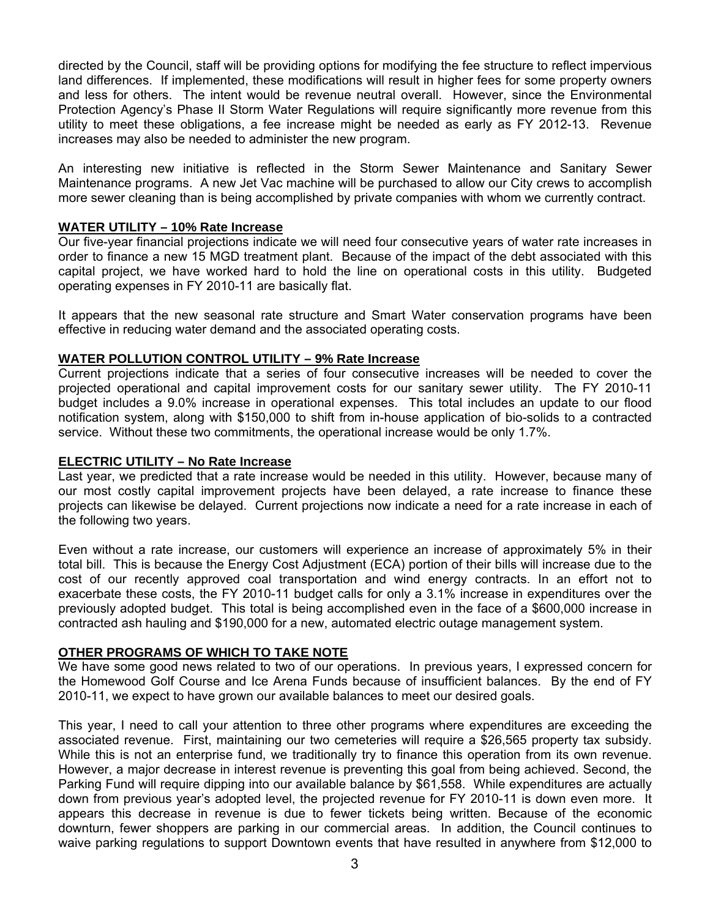directed by the Council, staff will be providing options for modifying the fee structure to reflect impervious land differences. If implemented, these modifications will result in higher fees for some property owners and less for others. The intent would be revenue neutral overall. However, since the Environmental Protection Agency's Phase II Storm Water Regulations will require significantly more revenue from this utility to meet these obligations, a fee increase might be needed as early as FY 2012-13. Revenue increases may also be needed to administer the new program.

An interesting new initiative is reflected in the Storm Sewer Maintenance and Sanitary Sewer Maintenance programs. A new Jet Vac machine will be purchased to allow our City crews to accomplish more sewer cleaning than is being accomplished by private companies with whom we currently contract.

**WATER UTILITY – 10% Rate Increase**

Our five-year financial projections indicate we will need four consecutive years of water rate increases in order to finance a new 15 MGD treatment plant. Because of the impact of the debt associated with this capital project, we have worked hard to hold the line on operational costs in this utility. Budgeted operating expenses in FY 2010-11 are basically flat.

It appears that the new seasonal rate structure and Smart Water conservation programs have been effective in reducing water demand and the associated operating costs.

**WATER POLLUTION CONTROL UTILITY – 9% Rate Increase**

Current projections indicate that a series of four consecutive increases will be needed to cover the projected operational and capital improvement costs for our sanitary sewer utility. The FY 2010-11 budget includes a 9.0% increase in operational expenses. This total includes an update to our flood notification system, along with $150,000 to shift from in-house application of bio-solids to a contracted service. Without these two commitments, the operational increase would be only 1.7%.

**ELECTRIC UTILITY – No Rate Increase**

Last year, we predicted that a rate increase would be needed in this utility. However, because many of our most costly capital improvement projects have been delayed, a rate increase to finance these projects can likewise be delayed. Current projections now indicate a need for a rate increase in each of the following two years.

Even without a rate increase, our customers will experience an increase of approximately 5% in their total bill. This is because the Energy Cost Adjustment (ECA) portion of their bills will increase due to the cost of our recently approved coal transportation and wind energy contracts. In an effort not to exacerbate these costs, the FY 2010-11 budget calls for only a 3.1% increase in expenditures over the previously adopted budget. This total is being accomplished even in the face of a $600,000 increase in contracted ash hauling and $190,000 for a new, automated electric outage management system.

**OTHER PROGRAMS OF WHICH TO TAKE NOTE**

We have some good news related to two of our operations. In previous years, I expressed concern for the Homewood Golf Course and Ice Arena Funds because of insufficient balances. By the end of FY 2010-11, we expect to have grown our available balances to meet our desired goals.

This year, I need to call your attention to three other programs where expenditures are exceeding the associated revenue. First, maintaining our two cemeteries will require a $26,565 property tax subsidy. While this is not an enterprise fund, we traditionally try to finance this operation from its own revenue. However, a major decrease in interest revenue is preventing this goal from being achieved. Second, the Parking Fund will require dipping into our available balance by $61,558. While expenditures are actually down from previous year's adopted level, the projected revenue for FY 2010-11 is down even more. It appears this decrease in revenue is due to fewer tickets being written. Because of the economic downturn, fewer shoppers are parking in our commercial areas. In addition, the Council continues to waive parking regulations to support Downtown events that have resulted in anywhere from $12,000 to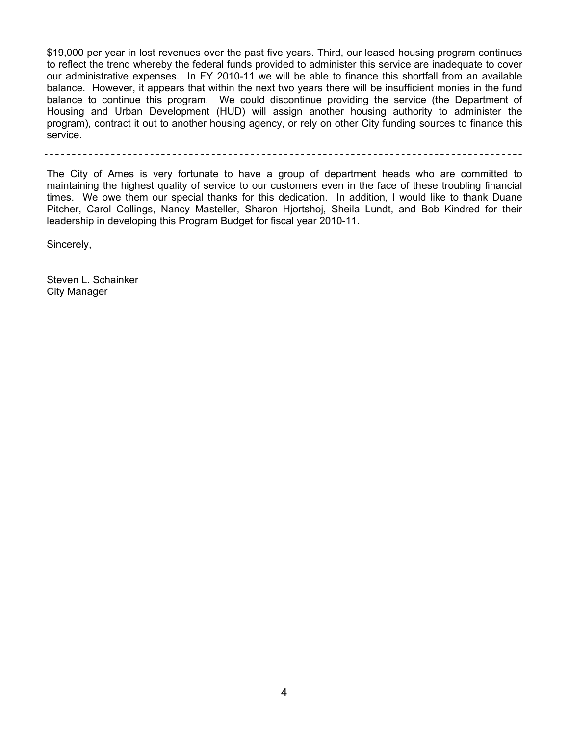$19,000 per year in lost revenues over the past five years. Third, our leased housing program continues to reflect the trend whereby the federal funds provided to administer this service are inadequate to cover our administrative expenses. In FY 2010-11 we will be able to finance this shortfall from an available balance. However, it appears that within the next two years there will be insufficient monies in the fund balance to continue this program. We could discontinue providing the service (the Department of Housing and Urban Development (HUD) will assign another housing authority to administer the program), contract it out to another housing agency, or rely on other City funding sources to finance this service.

---

The City of Ames is very fortunate to have a group of department heads who are committed to maintaining the highest quality of service to our customers even in the face of these troubling financial times. We owe them our special thanks for this dedication. In addition, I would like to thank Duane Pitcher, Carol Collings, Nancy Masteller, Sharon Hjortshoj, Sheila Lundt, and Bob Kindred for their leadership in developing this Program Budget for fiscal year 2010-11.

Sincerely,

Steven L. Schainker
City Manager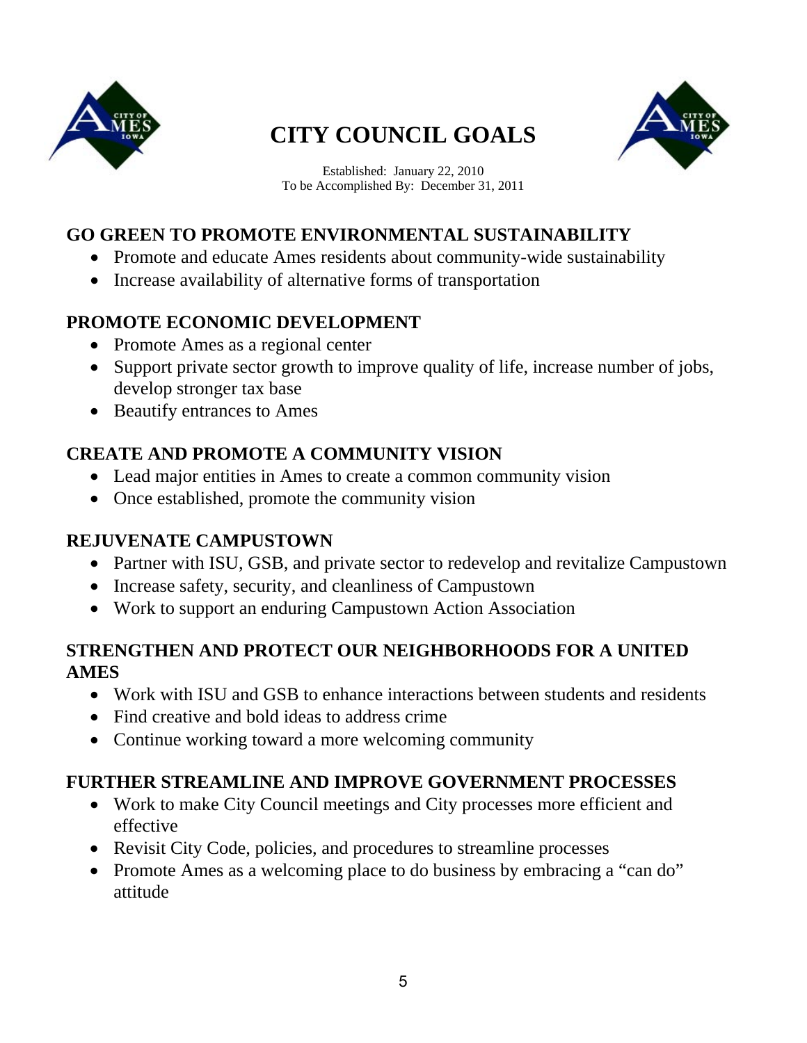# CITY COUNCIL GOALS

Established: January 22, 2010
To be Accomplished By: December 31, 2011

## GO GREEN TO PROMOTE ENVIRONMENTAL SUSTAINABILITY

- Promote and educate Ames residents about community-wide sustainability
- Increase availability of alternative forms of transportation

## PROMOTE ECONOMIC DEVELOPMENT

- Promote Ames as a regional center
- Support private sector growth to improve quality of life, increase number of jobs, develop stronger tax base
- Beautify entrances to Ames

## CREATE AND PROMOTE A COMMUNITY VISION

- Lead major entities in Ames to create a common community vision
- Once established, promote the community vision

## REJUVENATE CAMPUSTOWN

- Partner with ISU, GSB, and private sector to redevelop and revitalize Campustown
- Increase safety, security, and cleanliness of Campustown
- Work to support an enduring Campustown Action Association

## STRENGTHEN AND PROTECT OUR NEIGHBORHOODS FOR A UNITED AMES

- Work with ISU and GSB to enhance interactions between students and residents
- Find creative and bold ideas to address crime
- Continue working toward a more welcoming community

## FURTHER STREAMLINE AND IMPROVE GOVERNMENT PROCESSES

- Work to make City Council meetings and City processes more efficient and effective
- Revisit City Code, policies, and procedures to streamline processes
- Promote Ames as a welcoming place to do business by embracing a "can do" attitude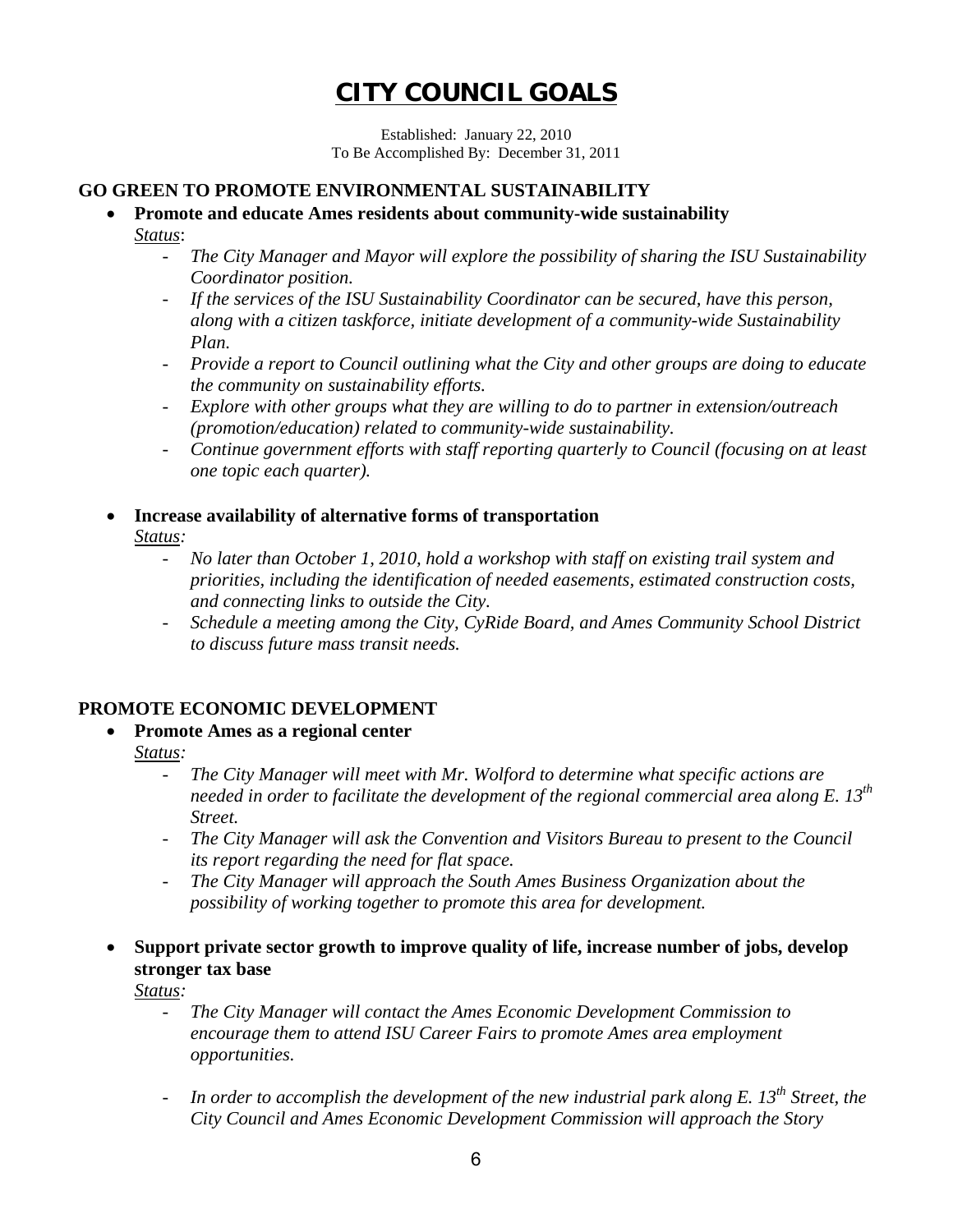# CITY COUNCIL GOALS

Established: January 22, 2010
To Be Accomplished By: December 31, 2011

### GO GREEN TO PROMOTE ENVIRONMENTAL SUSTAINABILITY

- **Promote and educate Ames residents about community-wide sustainability**
  *Status*:
  - *The City Manager and Mayor will explore the possibility of sharing the ISU Sustainability Coordinator position.*
  - *If the services of the ISU Sustainability Coordinator can be secured, have this person, along with a citizen taskforce, initiate development of a community-wide Sustainability Plan.*
  - *Provide a report to Council outlining what the City and other groups are doing to educate the community on sustainability efforts.*
  - *Explore with other groups what they are willing to do to partner in extension/outreach (promotion/education) related to community-wide sustainability.*
  - *Continue government efforts with staff reporting quarterly to Council (focusing on at least one topic each quarter).*

- **Increase availability of alternative forms of transportation**
  *Status:*
  - *No later than October 1, 2010, hold a workshop with staff on existing trail system and priorities, including the identification of needed easements, estimated construction costs, and connecting links to outside the City.*
  - *Schedule a meeting among the City, CyRide Board, and Ames Community School District to discuss future mass transit needs.*

### PROMOTE ECONOMIC DEVELOPMENT

- **Promote Ames as a regional center**
  *Status:*
  - *The City Manager will meet with Mr. Wolford to determine what specific actions are needed in order to facilitate the development of the regional commercial area along E. 13th Street.*
  - *The City Manager will ask the Convention and Visitors Bureau to present to the Council its report regarding the need for flat space.*
  - *The City Manager will approach the South Ames Business Organization about the possibility of working together to promote this area for development.*

- **Support private sector growth to improve quality of life, increase number of jobs, develop stronger tax base**
  *Status:*
  - *The City Manager will contact the Ames Economic Development Commission to encourage them to attend ISU Career Fairs to promote Ames area employment opportunities.*
  - *In order to accomplish the development of the new industrial park along E. 13th Street, the City Council and Ames Economic Development Commission will approach the Story*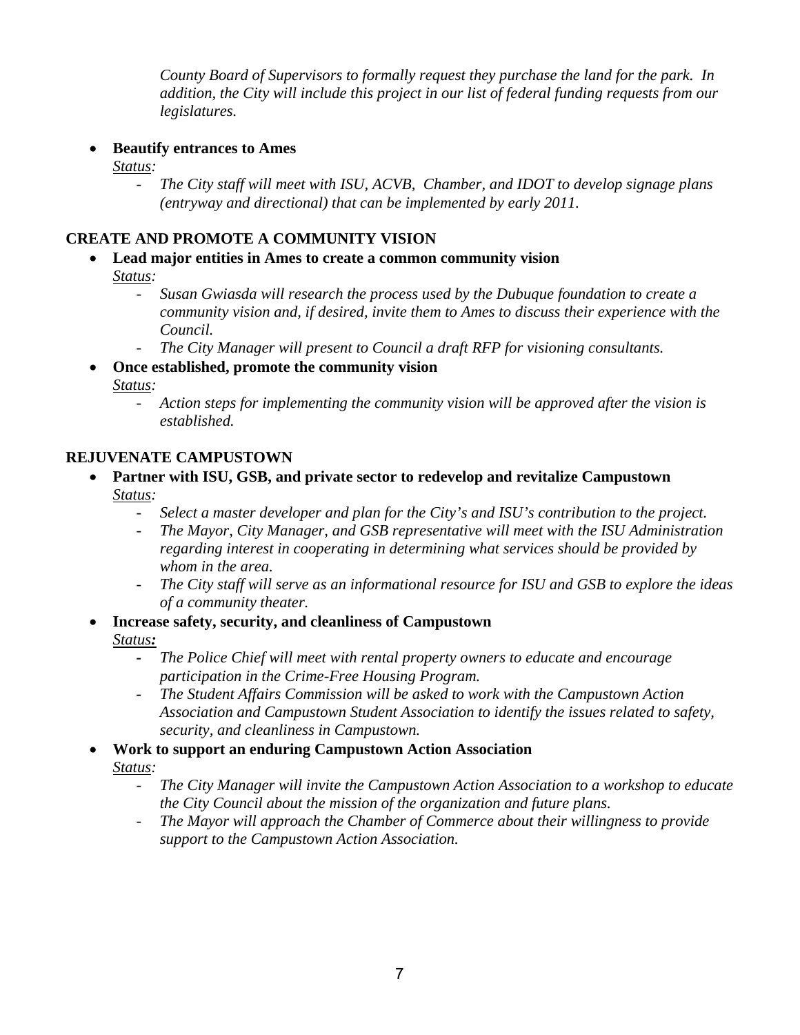*County Board of Supervisors to formally request they purchase the land for the park. In addition, the City will include this project in our list of federal funding requests from our legislatures.*

- **Beautify entrances to Ames**

  *Status:*
  - *The City staff will meet with ISU, ACVB, Chamber, and IDOT to develop signage plans (entryway and directional) that can be implemented by early 2011.*

## CREATE AND PROMOTE A COMMUNITY VISION

- **Lead major entities in Ames to create a common community vision**

  *Status:*
  - *Susan Gwiasda will research the process used by the Dubuque foundation to create a community vision and, if desired, invite them to Ames to discuss their experience with the Council.*
  - *The City Manager will present to Council a draft RFP for visioning consultants.*
- **Once established, promote the community vision**

  *Status:*
  - *Action steps for implementing the community vision will be approved after the vision is established.*

## REJUVENATE CAMPUSTOWN

- **Partner with ISU, GSB, and private sector to redevelop and revitalize Campustown**

  *Status:*
  - *Select a master developer and plan for the City's and ISU's contribution to the project.*
  - *The Mayor, City Manager, and GSB representative will meet with the ISU Administration regarding interest in cooperating in determining what services should be provided by whom in the area.*
  - *The City staff will serve as an informational resource for ISU and GSB to explore the ideas of a community theater.*
- **Increase safety, security, and cleanliness of Campustown**

  *Status:*
  - *The Police Chief will meet with rental property owners to educate and encourage participation in the Crime-Free Housing Program.*
  - *The Student Affairs Commission will be asked to work with the Campustown Action Association and Campustown Student Association to identify the issues related to safety, security, and cleanliness in Campustown.*
- **Work to support an enduring Campustown Action Association**

  *Status:*
  - *The City Manager will invite the Campustown Action Association to a workshop to educate the City Council about the mission of the organization and future plans.*
  - *The Mayor will approach the Chamber of Commerce about their willingness to provide support to the Campustown Action Association.*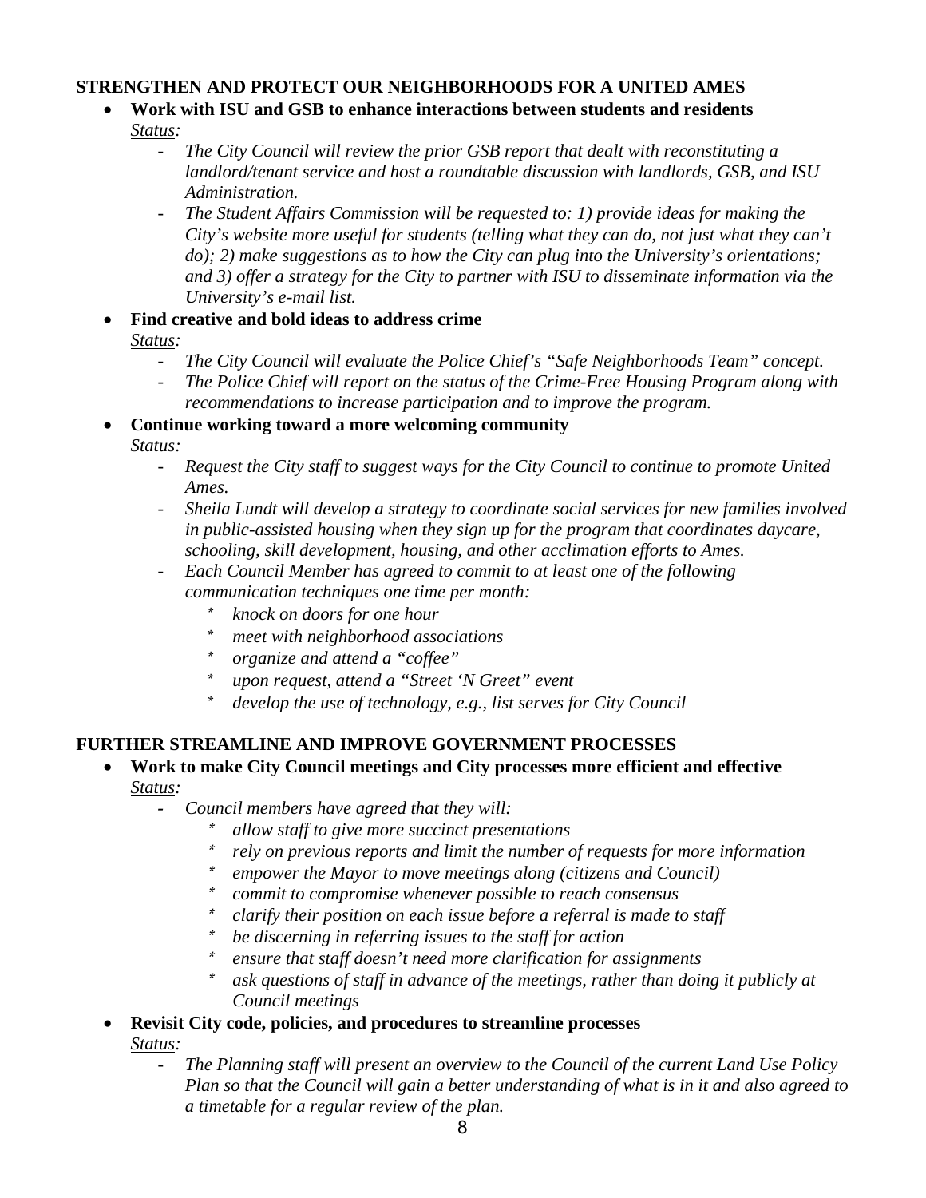**STRENGTHEN AND PROTECT OUR NEIGHBORHOODS FOR A UNITED AMES**

- **Work with ISU and GSB to enhance interactions between students and residents**
  *Status:*
  - *The City Council will review the prior GSB report that dealt with reconstituting a landlord/tenant service and host a roundtable discussion with landlords, GSB, and ISU Administration.*
  - *The Student Affairs Commission will be requested to: 1) provide ideas for making the City's website more useful for students (telling what they can do, not just what they can't do); 2) make suggestions as to how the City can plug into the University's orientations; and 3) offer a strategy for the City to partner with ISU to disseminate information via the University's e-mail list.*
- **Find creative and bold ideas to address crime**
  *Status:*
  - *The City Council will evaluate the Police Chief's "Safe Neighborhoods Team" concept.*
  - *The Police Chief will report on the status of the Crime-Free Housing Program along with recommendations to increase participation and to improve the program.*
- **Continue working toward a more welcoming community**
  *Status:*
  - *Request the City staff to suggest ways for the City Council to continue to promote United Ames.*
  - *Sheila Lundt will develop a strategy to coordinate social services for new families involved in public-assisted housing when they sign up for the program that coordinates daycare, schooling, skill development, housing, and other acclimation efforts to Ames.*
  - *Each Council Member has agreed to commit to at least one of the following communication techniques one time per month:*
    - *knock on doors for one hour*
    - *meet with neighborhood associations*
    - *organize and attend a "coffee"*
    - *upon request, attend a "Street 'N Greet" event*
    - *develop the use of technology, e.g., list serves for City Council*

**FURTHER STREAMLINE AND IMPROVE GOVERNMENT PROCESSES**

- **Work to make City Council meetings and City processes more efficient and effective**
  *Status:*
  - *Council members have agreed that they will:*
    - *allow staff to give more succinct presentations*
    - *rely on previous reports and limit the number of requests for more information*
    - *empower the Mayor to move meetings along (citizens and Council)*
    - *commit to compromise whenever possible to reach consensus*
    - *clarify their position on each issue before a referral is made to staff*
    - *be discerning in referring issues to the staff for action*
    - *ensure that staff doesn't need more clarification for assignments*
    - *ask questions of staff in advance of the meetings, rather than doing it publicly at Council meetings*
- **Revisit City code, policies, and procedures to streamline processes**
  *Status:*
  - *The Planning staff will present an overview to the Council of the current Land Use Policy Plan so that the Council will gain a better understanding of what is in it and also agreed to a timetable for a regular review of the plan.*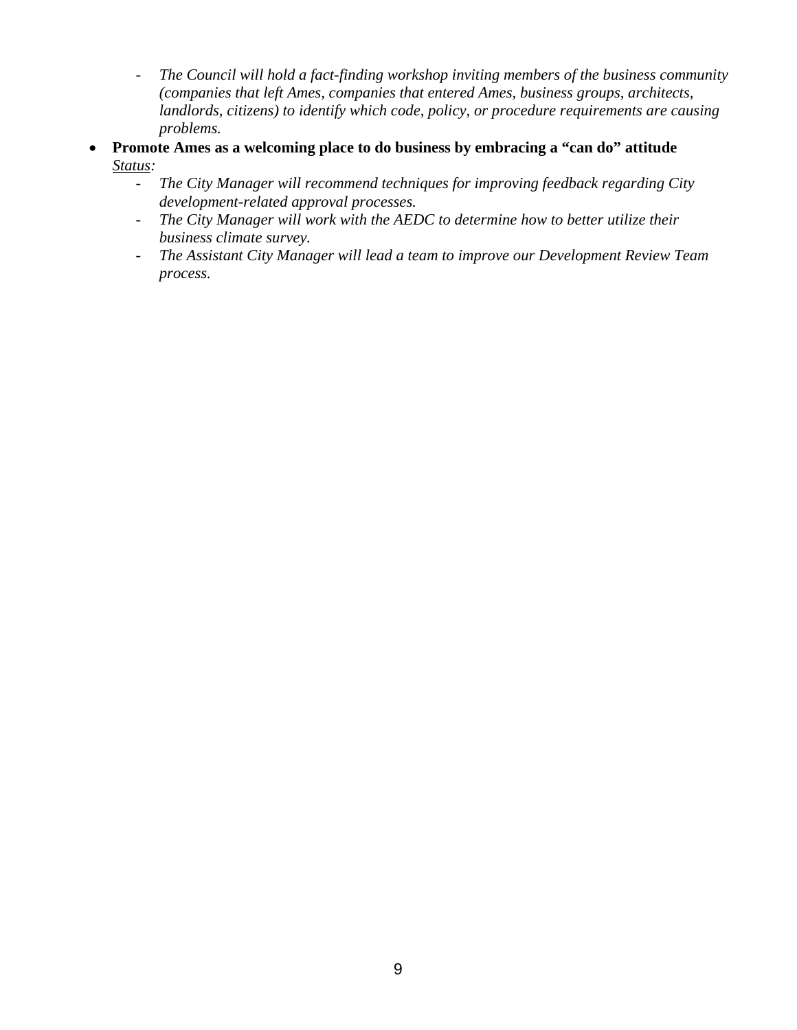- *The Council will hold a fact-finding workshop inviting members of the business community (companies that left Ames, companies that entered Ames, business groups, architects, landlords, citizens) to identify which code, policy, or procedure requirements are causing problems.*

- **Promote Ames as a welcoming place to do business by embracing a "can do" attitude**
  <u>*Status*</u>*:*
  - *The City Manager will recommend techniques for improving feedback regarding City development-related approval processes.*
  - *The City Manager will work with the AEDC to determine how to better utilize their business climate survey.*
  - *The Assistant City Manager will lead a team to improve our Development Review Team process.*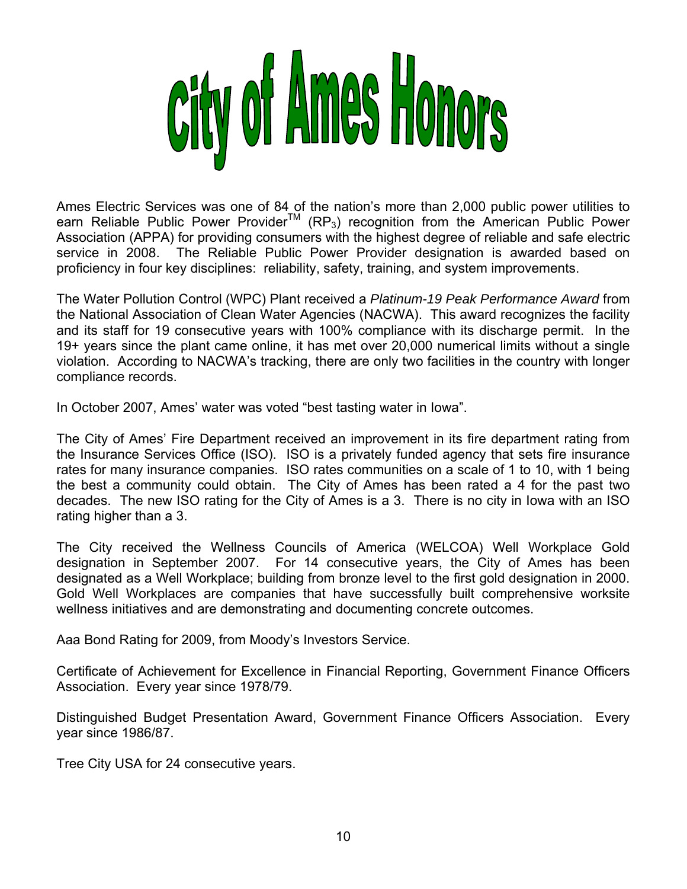# City of Ames Honors

Ames Electric Services was one of 84 of the nation's more than 2,000 public power utilities to earn Reliable Public Power Provider$^{TM}$ ($RP_3$) recognition from the American Public Power Association (APPA) for providing consumers with the highest degree of reliable and safe electric service in 2008. The Reliable Public Power Provider designation is awarded based on proficiency in four key disciplines: reliability, safety, training, and system improvements.

The Water Pollution Control (WPC) Plant received a *Platinum-19 Peak Performance Award* from the National Association of Clean Water Agencies (NACWA). This award recognizes the facility and its staff for 19 consecutive years with 100% compliance with its discharge permit. In the 19+ years since the plant came online, it has met over 20,000 numerical limits without a single violation. According to NACWA's tracking, there are only two facilities in the country with longer compliance records.

In October 2007, Ames' water was voted "best tasting water in Iowa".

The City of Ames' Fire Department received an improvement in its fire department rating from the Insurance Services Office (ISO). ISO is a privately funded agency that sets fire insurance rates for many insurance companies. ISO rates communities on a scale of 1 to 10, with 1 being the best a community could obtain. The City of Ames has been rated a 4 for the past two decades. The new ISO rating for the City of Ames is a 3. There is no city in Iowa with an ISO rating higher than a 3.

The City received the Wellness Councils of America (WELCOA) Well Workplace Gold designation in September 2007. For 14 consecutive years, the City of Ames has been designated as a Well Workplace; building from bronze level to the first gold designation in 2000. Gold Well Workplaces are companies that have successfully built comprehensive worksite wellness initiatives and are demonstrating and documenting concrete outcomes.

Aaa Bond Rating for 2009, from Moody's Investors Service.

Certificate of Achievement for Excellence in Financial Reporting, Government Finance Officers Association. Every year since 1978/79.

Distinguished Budget Presentation Award, Government Finance Officers Association. Every year since 1986/87.

Tree City USA for 24 consecutive years.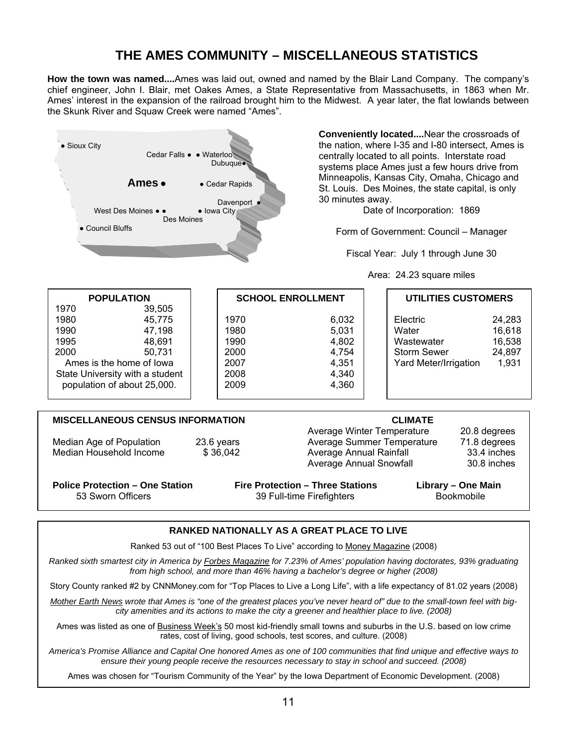# THE AMES COMMUNITY – MISCELLANEOUS STATISTICS

**How the town was named....**Ames was laid out, owned and named by the Blair Land Company. The company's chief engineer, John I. Blair, met Oakes Ames, a State Representative from Massachusetts, in 1863 when Mr. Ames' interest in the expansion of the railroad brought him to the Midwest. A year later, the flat lowlands between the Skunk River and Squaw Creek were named "Ames".

Sioux City
Cedar Falls
Waterloo
Dubuque
**Ames**
Cedar Rapids
Davenport
West Des Moines
Iowa City
Des Moines
Council Bluffs

**Conveniently located....**Near the crossroads of the nation, where I-35 and I-80 intersect, Ames is centrally located to all points. Interstate road systems place Ames just a few hours drive from Minneapolis, Kansas City, Omaha, Chicago and St. Louis. Des Moines, the state capital, is only 30 minutes away.

Date of Incorporation: 1869

Form of Government: Council – Manager

Fiscal Year: July 1 through June 30

Area: 24.23 square miles

| POPULATION | |
|---|---|
| 1970 | 39,505 |
| 1980 | 45,775 |
| 1990 | 47,198 |
| 1995 | 48,691 |
| 2000 | 50,731 |

Ames is the home of Iowa State University with a student population of about 25,000.

| SCHOOL ENROLLMENT | |
|---|---|
| 1970 | 6,032 |
| 1980 | 5,031 |
| 1990 | 4,802 |
| 2000 | 4,754 |
| 2007 | 4,351 |
| 2008 | 4,340 |
| 2009 | 4,360 |

| UTILITIES CUSTOMERS | |
|---|---|
| Electric | 24,283 |
| Water | 16,618 |
| Wastewater | 16,538 |
| Storm Sewer | 24,897 |
| Yard Meter/Irrigation | 1,931 |

| MISCELLANEOUS CENSUS INFORMATION | |
|---|---|
| Median Age of Population | 23.6 years |
| Median Household Income | $ 36,042 |

| CLIMATE | |
|---|---|
| Average Winter Temperature | 20.8 degrees |
| Average Summer Temperature | 71.8 degrees |
| Average Annual Rainfall | 33.4 inches |
| Average Annual Snowfall | 30.8 inches |

**Police Protection – One Station**
53 Sworn Officers

**Fire Protection – Three Stations**
39 Full-time Firefighters

**Library – One Main**
Bookmobile

## RANKED NATIONALLY AS A GREAT PLACE TO LIVE

Ranked 53 out of "100 Best Places To Live" according to Money Magazine (2008)

*Ranked sixth smartest city in America by Forbes Magazine for 7.23% of Ames' population having doctorates, 93% graduating from high school, and more than 46% having a bachelor's degree or higher (2008)*

Story County ranked #2 by CNNMoney.com for "Top Places to Live a Long Life", with a life expectancy of 81.02 years (2008)

*Mother Earth News wrote that Ames is "one of the greatest places you've never heard of" due to the small-town feel with big-city amenities and its actions to make the city a greener and healthier place to live. (2008)*

Ames was listed as one of Business Week's 50 most kid-friendly small towns and suburbs in the U.S. based on low crime rates, cost of living, good schools, test scores, and culture. (2008)

*America's Promise Alliance and Capital One honored Ames as one of 100 communities that find unique and effective ways to ensure their young people receive the resources necessary to stay in school and succeed. (2008)*

Ames was chosen for "Tourism Community of the Year" by the Iowa Department of Economic Development. (2008)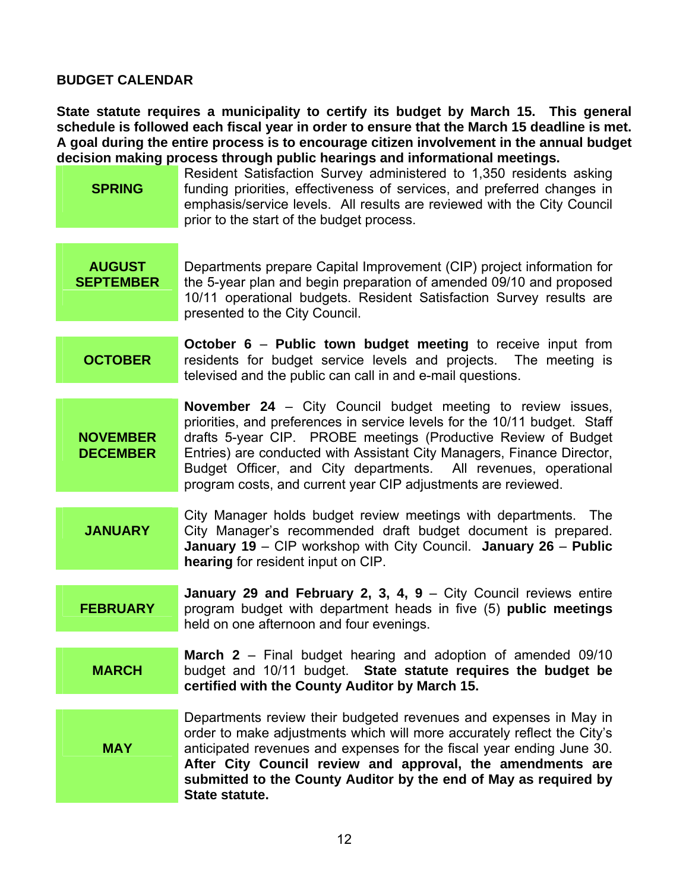## BUDGET CALENDAR

**State statute requires a municipality to certify its budget by March 15. This general schedule is followed each fiscal year in order to ensure that the March 15 deadline is met. A goal during the entire process is to encourage citizen involvement in the annual budget decision making process through public hearings and informational meetings.**

| | |
|---|---|
| **SPRING** | Resident Satisfaction Survey administered to 1,350 residents asking funding priorities, effectiveness of services, and preferred changes in emphasis/service levels. All results are reviewed with the City Council prior to the start of the budget process. |
| **AUGUST SEPTEMBER** | Departments prepare Capital Improvement (CIP) project information for the 5-year plan and begin preparation of amended 09/10 and proposed 10/11 operational budgets. Resident Satisfaction Survey results are presented to the City Council. |
| **OCTOBER** | **October 6** – **Public town budget meeting** to receive input from residents for budget service levels and projects. The meeting is televised and the public can call in and e-mail questions. |
| **NOVEMBER DECEMBER** | **November 24** – City Council budget meeting to review issues, priorities, and preferences in service levels for the 10/11 budget. Staff drafts 5-year CIP. PROBE meetings (Productive Review of Budget Entries) are conducted with Assistant City Managers, Finance Director, Budget Officer, and City departments. All revenues, operational program costs, and current year CIP adjustments are reviewed. |
| **JANUARY** | City Manager holds budget review meetings with departments. The City Manager's recommended draft budget document is prepared. **January 19** – CIP workshop with City Council. **January 26** – **Public hearing** for resident input on CIP. |
| **FEBRUARY** | **January 29 and February 2, 3, 4, 9** – City Council reviews entire program budget with department heads in five (5) **public meetings** held on one afternoon and four evenings. |
| **MARCH** | **March 2** – Final budget hearing and adoption of amended 09/10 budget and 10/11 budget. **State statute requires the budget be certified with the County Auditor by March 15.** |
| **MAY** | Departments review their budgeted revenues and expenses in May in order to make adjustments which will more accurately reflect the City's anticipated revenues and expenses for the fiscal year ending June 30. **After City Council review and approval, the amendments are submitted to the County Auditor by the end of May as required by State statute.** |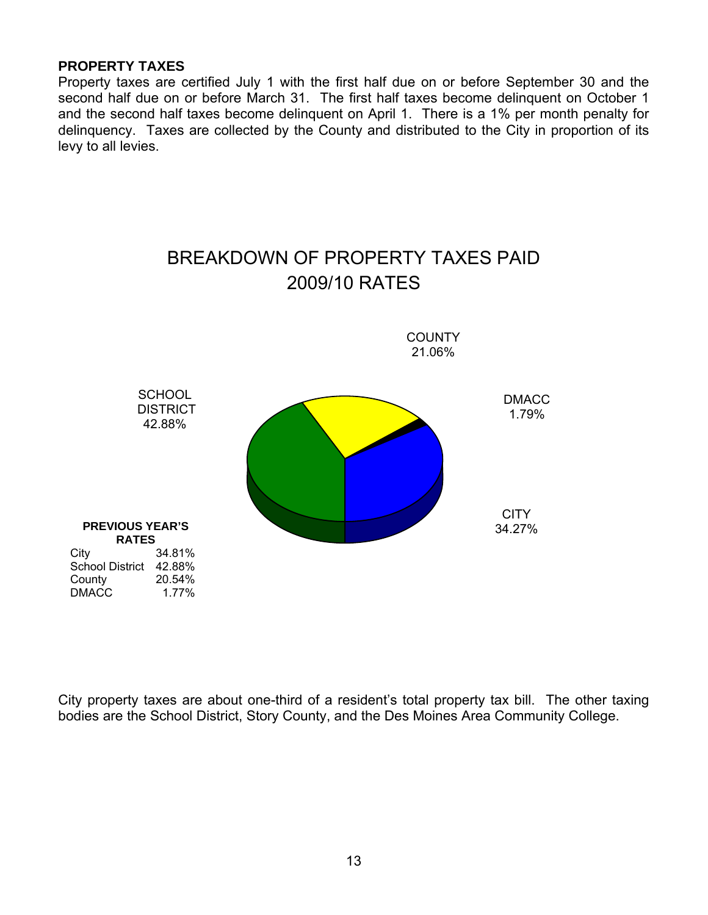## PROPERTY TAXES

Property taxes are certified July 1 with the first half due on or before September 30 and the second half due on or before March 31. The first half taxes become delinquent on October 1 and the second half taxes become delinquent on April 1. There is a 1% per month penalty for delinquency. Taxes are collected by the County and distributed to the City in proportion of its levy to all levies.

## BREAKDOWN OF PROPERTY TAXES PAID 2009/10 RATES

COUNTY 21.06%

DMACC 1.79%

SCHOOL DISTRICT 42.88%

CITY 34.27%

**PREVIOUS YEAR'S RATES**

| | |
|---|---|
| City | 34.81% |
| School District | 42.88% |
| County | 20.54% |
| DMACC | 1.77% |

City property taxes are about one-third of a resident's total property tax bill. The other taxing bodies are the School District, Story County, and the Des Moines Area Community College.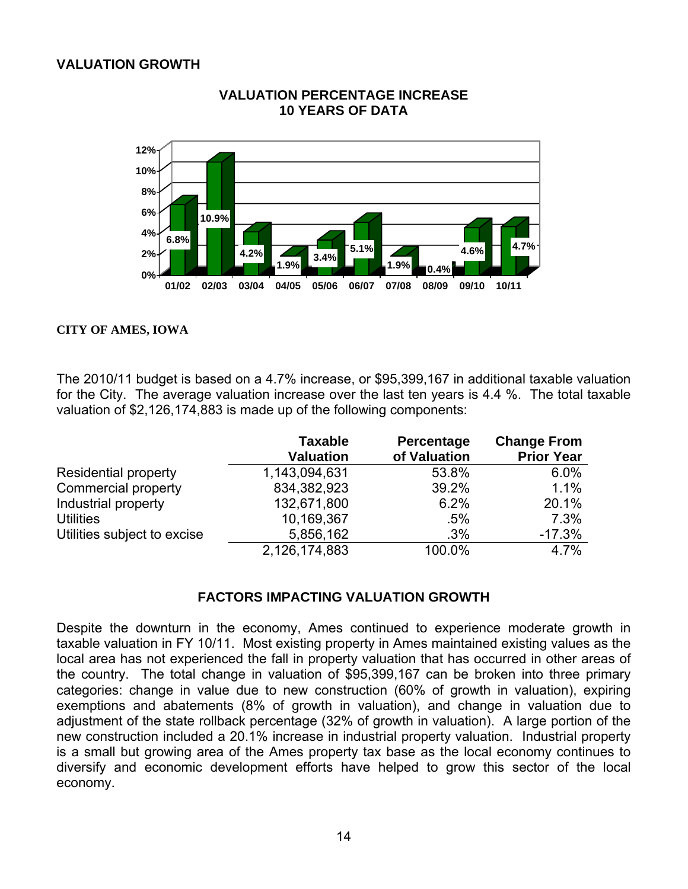## VALUATION GROWTH

**VALUATION PERCENTAGE INCREASE**
**10 YEARS OF DATA**

12%
10%
8%
6%
4%
2%
0%

6.8%
10.9%
4.2%
1.9%
3.4%
5.1%
1.9%
0.4%
4.6%
4.7%

01/02 02/03 03/04 04/05 05/06 06/07 07/08 08/09 09/10 10/11

**CITY OF AMES, IOWA**

The 2010/11 budget is based on a 4.7% increase, or $95,399,167 in additional taxable valuation for the City. The average valuation increase over the last ten years is 4.4 %. The total taxable valuation of $2,126,174,883 is made up of the following components:

| | Taxable Valuation | Percentage of Valuation | Change From Prior Year |
|---|---|---|---|
| Residential property | 1,143,094,631 | 53.8% | 6.0% |
| Commercial property | 834,382,923 | 39.2% | 1.1% |
| Industrial property | 132,671,800 | 6.2% | 20.1% |
| Utilities | 10,169,367 | .5% | 7.3% |
| Utilities subject to excise | 5,856,162 | .3% | -17.3% |
| | 2,126,174,883 | 100.0% | 4.7% |

### FACTORS IMPACTING VALUATION GROWTH

Despite the downturn in the economy, Ames continued to experience moderate growth in taxable valuation in FY 10/11. Most existing property in Ames maintained existing values as the local area has not experienced the fall in property valuation that has occurred in other areas of the country. The total change in valuation of $95,399,167 can be broken into three primary categories: change in value due to new construction (60% of growth in valuation), expiring exemptions and abatements (8% of growth in valuation), and change in valuation due to adjustment of the state rollback percentage (32% of growth in valuation). A large portion of the new construction included a 20.1% increase in industrial property valuation. Industrial property is a small but growing area of the Ames property tax base as the local economy continues to diversify and economic development efforts have helped to grow this sector of the local economy.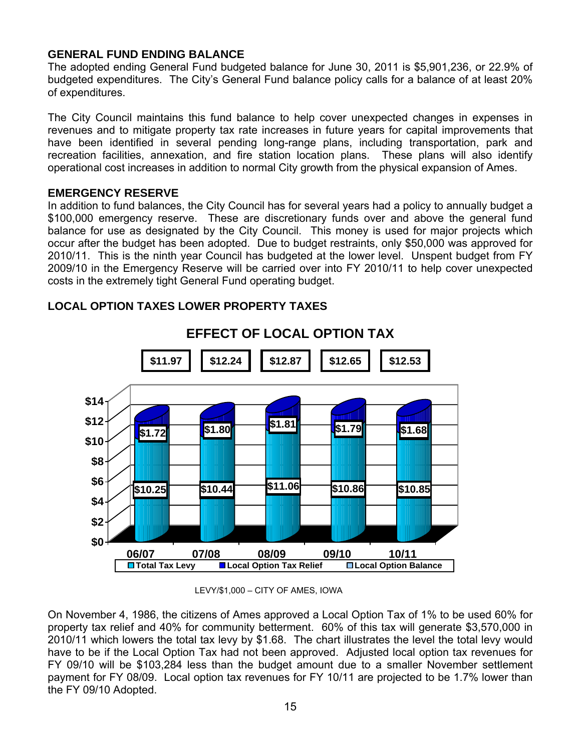### GENERAL FUND ENDING BALANCE

The adopted ending General Fund budgeted balance for June 30, 2011 is $5,901,236, or 22.9% of budgeted expenditures. The City's General Fund balance policy calls for a balance of at least 20% of expenditures.

The City Council maintains this fund balance to help cover unexpected changes in expenses in revenues and to mitigate property tax rate increases in future years for capital improvements that have been identified in several pending long-range plans, including transportation, park and recreation facilities, annexation, and fire station location plans. These plans will also identify operational cost increases in addition to normal City growth from the physical expansion of Ames.

### EMERGENCY RESERVE

In addition to fund balances, the City Council has for several years had a policy to annually budget a $100,000 emergency reserve. These are discretionary funds over and above the general fund balance for use as designated by the City Council. This money is used for major projects which occur after the budget has been adopted. Due to budget restraints, only $50,000 was approved for 2010/11. This is the ninth year Council has budgeted at the lower level. Unspent budget from FY 2009/10 in the Emergency Reserve will be carried over into FY 2010/11 to help cover unexpected costs in the extremely tight General Fund operating budget.

### LOCAL OPTION TAXES LOWER PROPERTY TAXES

EFFECT OF LOCAL OPTION TAX

$11.97 $12.24 $12.87 $12.65 $12.53

$14
$12
$10
$8
$6
$4
$2
$0

$1.72 $1.80 $1.81 $1.79 $1.68

$10.25 $10.44 $11.06 $10.86 $10.85

06/07 07/08 08/09 09/10 10/11

Total Tax Levy | Local Option Tax Relief | Local Option Balance

LEVY/$1,000 – CITY OF AMES, IOWA

On November 4, 1986, the citizens of Ames approved a Local Option Tax of 1% to be used 60% for property tax relief and 40% for community betterment. 60% of this tax will generate $3,570,000 in 2010/11 which lowers the total tax levy by $1.68. The chart illustrates the level the total levy would have to be if the Local Option Tax had not been approved. Adjusted local option tax revenues for FY 09/10 will be $103,284 less than the budget amount due to a smaller November settlement payment for FY 08/09. Local option tax revenues for FY 10/11 are projected to be 1.7% lower than the FY 09/10 Adopted.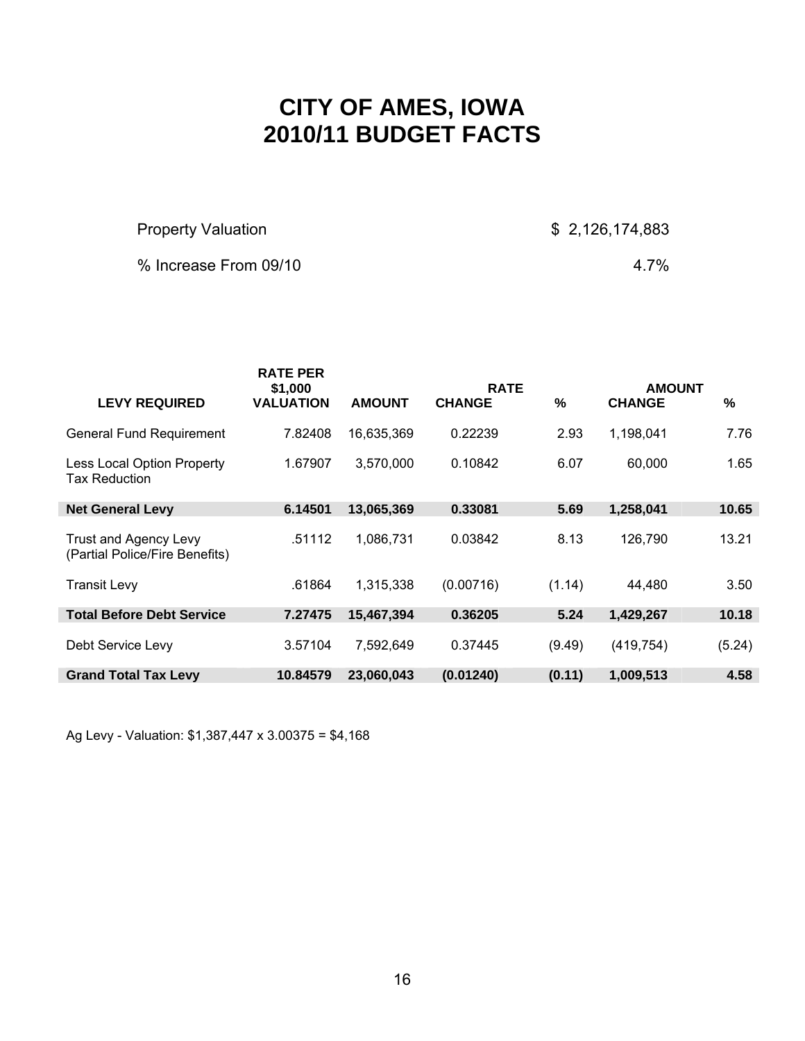# CITY OF AMES, IOWA
# 2010/11 BUDGET FACTS

| | |
|---|---|
| Property Valuation | $ 2,126,174,883 |
| % Increase From 09/10 | 4.7% |

| LEVY REQUIRED | RATE PER $1,000 VALUATION | AMOUNT | RATE CHANGE | % | AMOUNT CHANGE | % |
|---|---|---|---|---|---|---|
| General Fund Requirement | 7.82408 | 16,635,369 | 0.22239 | 2.93 | 1,198,041 | 7.76 |
| Less Local Option Property Tax Reduction | 1.67907 | 3,570,000 | 0.10842 | 6.07 | 60,000 | 1.65 |
| **Net General Levy** | **6.14501** | **13,065,369** | **0.33081** | **5.69** | **1,258,041** | **10.65** |
| Trust and Agency Levy (Partial Police/Fire Benefits) | .51112 | 1,086,731 | 0.03842 | 8.13 | 126,790 | 13.21 |
| Transit Levy | .61864 | 1,315,338 | (0.00716) | (1.14) | 44,480 | 3.50 |
| **Total Before Debt Service** | **7.27475** | **15,467,394** | **0.36205** | **5.24** | **1,429,267** | **10.18** |
| Debt Service Levy | 3.57104 | 7,592,649 | 0.37445 | (9.49) | (419,754) | (5.24) |
| **Grand Total Tax Levy** | **10.84579** | **23,060,043** | **(0.01240)** | **(0.11)** | **1,009,513** | **4.58** |

Ag Levy - Valuation: $1,387,447 x 3.00375 = $4,168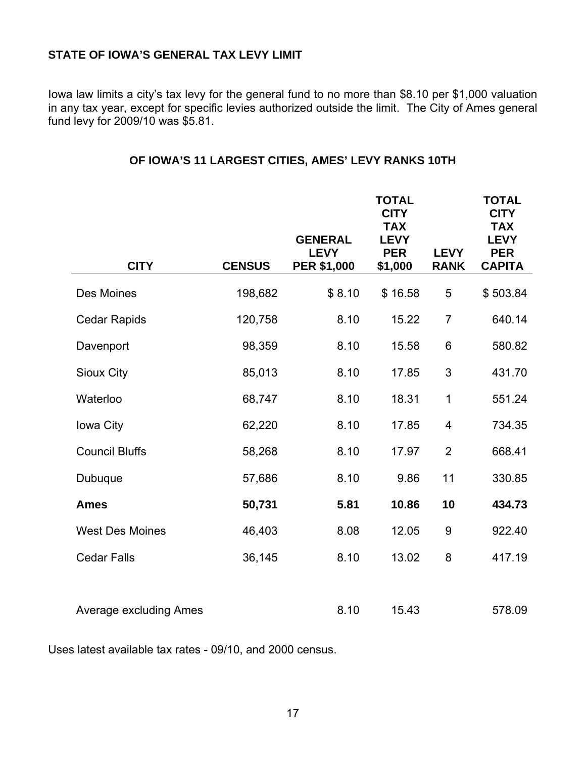## STATE OF IOWA'S GENERAL TAX LEVY LIMIT

Iowa law limits a city's tax levy for the general fund to no more than $8.10 per $1,000 valuation in any tax year, except for specific levies authorized outside the limit. The City of Ames general fund levy for 2009/10 was $5.81.

### OF IOWA'S 11 LARGEST CITIES, AMES' LEVY RANKS 10TH

| CITY | CENSUS | GENERAL LEVY PER $1,000 | TOTAL CITY TAX LEVY PER $1,000 | LEVY RANK | TOTAL CITY TAX LEVY PER CAPITA |
|---|---|---|---|---|---|
| Des Moines | 198,682 | $ 8.10 | $ 16.58 | 5 | $ 503.84 |
| Cedar Rapids | 120,758 | 8.10 | 15.22 | 7 | 640.14 |
| Davenport | 98,359 | 8.10 | 15.58 | 6 | 580.82 |
| Sioux City | 85,013 | 8.10 | 17.85 | 3 | 431.70 |
| Waterloo | 68,747 | 8.10 | 18.31 | 1 | 551.24 |
| Iowa City | 62,220 | 8.10 | 17.85 | 4 | 734.35 |
| Council Bluffs | 58,268 | 8.10 | 17.97 | 2 | 668.41 |
| Dubuque | 57,686 | 8.10 | 9.86 | 11 | 330.85 |
| **Ames** | **50,731** | **5.81** | **10.86** | **10** | **434.73** |
| West Des Moines | 46,403 | 8.08 | 12.05 | 9 | 922.40 |
| Cedar Falls | 36,145 | 8.10 | 13.02 | 8 | 417.19 |
| Average excluding Ames | | 8.10 | 15.43 | | 578.09 |

Uses latest available tax rates - 09/10, and 2000 census.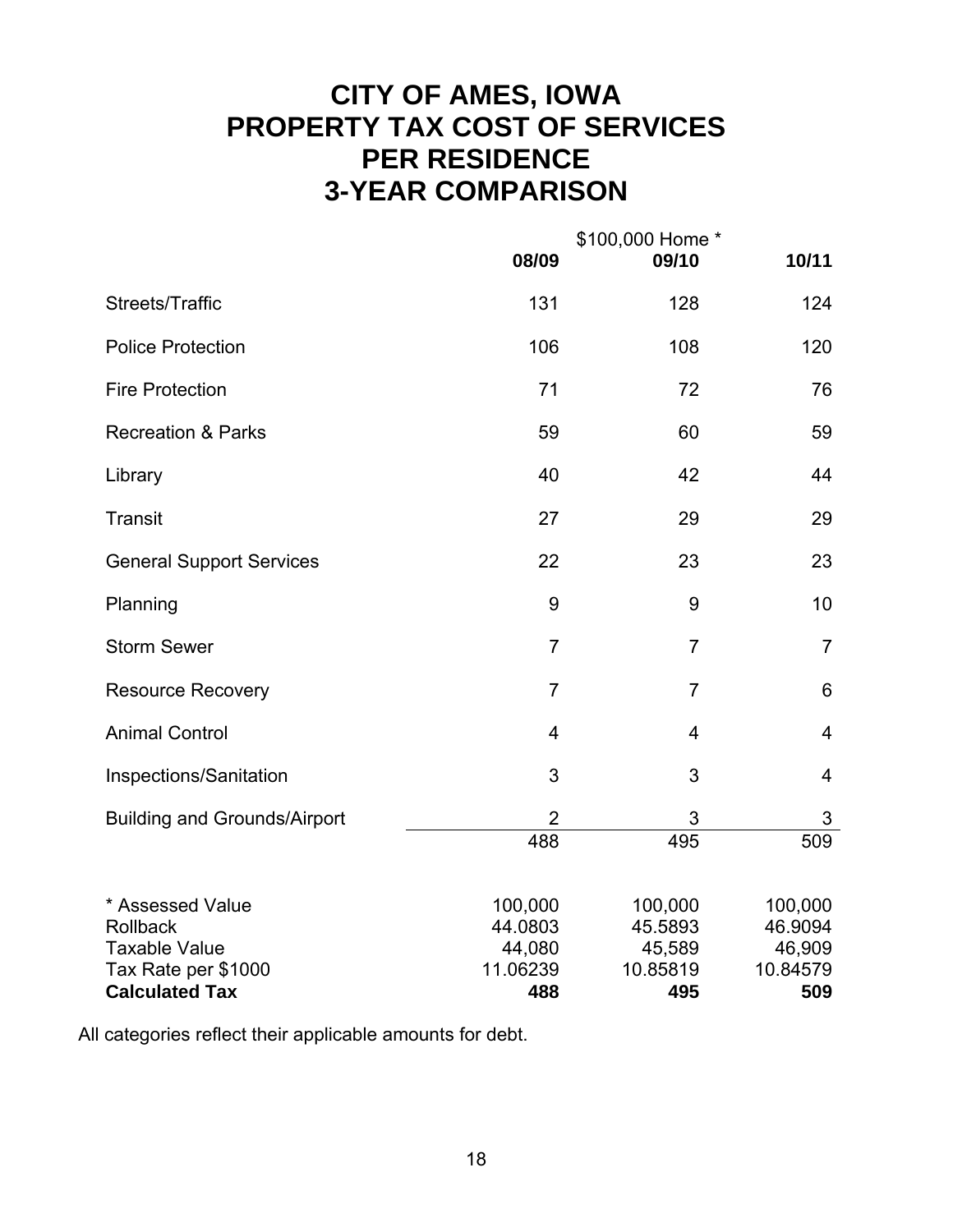# CITY OF AMES, IOWA
# PROPERTY TAX COST OF SERVICES
# PER RESIDENCE
# 3-YEAR COMPARISON

| | | $100,000 Home * | |
|---|---|---|---|
| | **08/09** | **09/10** | **10/11** |
| Streets/Traffic | 131 | 128 | 124 |
| Police Protection | 106 | 108 | 120 |
| Fire Protection | 71 | 72 | 76 |
| Recreation & Parks | 59 | 60 | 59 |
| Library | 40 | 42 | 44 |
| Transit | 27 | 29 | 29 |
| General Support Services | 22 | 23 | 23 |
| Planning | 9 | 9 | 10 |
| Storm Sewer | 7 | 7 | 7 |
| Resource Recovery | 7 | 7 | 6 |
| Animal Control | 4 | 4 | 4 |
| Inspections/Sanitation | 3 | 3 | 4 |
| Building and Grounds/Airport | 2 | 3 | 3 |
| | 488 | 495 | 509 |
| * Assessed Value | 100,000 | 100,000 | 100,000 |
| Rollback | 44.0803 | 45.5893 | 46.9094 |
| Taxable Value | 44,080 | 45,589 | 46,909 |
| Tax Rate per $1000 | 11.06239 | 10.85819 | 10.84579 |
| **Calculated Tax** | **488** | **495** | **509** |

All categories reflect their applicable amounts for debt.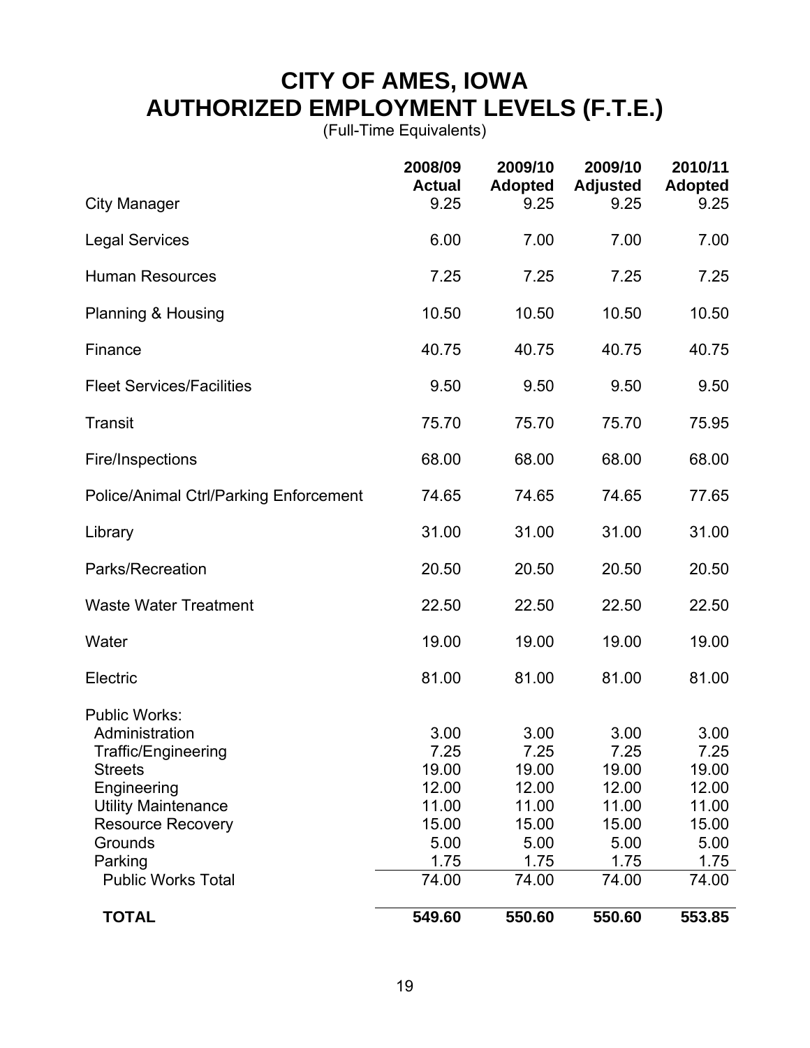# CITY OF AMES, IOWA
# AUTHORIZED EMPLOYMENT LEVELS (F.T.E.)

(Full-Time Equivalents)

| | 2008/09 Actual | 2009/10 Adopted | 2009/10 Adjusted | 2010/11 Adopted |
|---|---|---|---|---|
| City Manager | 9.25 | 9.25 | 9.25 | 9.25 |
| Legal Services | 6.00 | 7.00 | 7.00 | 7.00 |
| Human Resources | 7.25 | 7.25 | 7.25 | 7.25 |
| Planning & Housing | 10.50 | 10.50 | 10.50 | 10.50 |
| Finance | 40.75 | 40.75 | 40.75 | 40.75 |
| Fleet Services/Facilities | 9.50 | 9.50 | 9.50 | 9.50 |
| Transit | 75.70 | 75.70 | 75.70 | 75.95 |
| Fire/Inspections | 68.00 | 68.00 | 68.00 | 68.00 |
| Police/Animal Ctrl/Parking Enforcement | 74.65 | 74.65 | 74.65 | 77.65 |
| Library | 31.00 | 31.00 | 31.00 | 31.00 |
| Parks/Recreation | 20.50 | 20.50 | 20.50 | 20.50 |
| Waste Water Treatment | 22.50 | 22.50 | 22.50 | 22.50 |
| Water | 19.00 | 19.00 | 19.00 | 19.00 |
| Electric | 81.00 | 81.00 | 81.00 | 81.00 |
| Public Works: | | | | |
| Administration | 3.00 | 3.00 | 3.00 | 3.00 |
| Traffic/Engineering | 7.25 | 7.25 | 7.25 | 7.25 |
| Streets | 19.00 | 19.00 | 19.00 | 19.00 |
| Engineering | 12.00 | 12.00 | 12.00 | 12.00 |
| Utility Maintenance | 11.00 | 11.00 | 11.00 | 11.00 |
| Resource Recovery | 15.00 | 15.00 | 15.00 | 15.00 |
| Grounds | 5.00 | 5.00 | 5.00 | 5.00 |
| Parking | 1.75 | 1.75 | 1.75 | 1.75 |
| Public Works Total | 74.00 | 74.00 | 74.00 | 74.00 |
| **TOTAL** | **549.60** | **550.60** | **550.60** | **553.85** |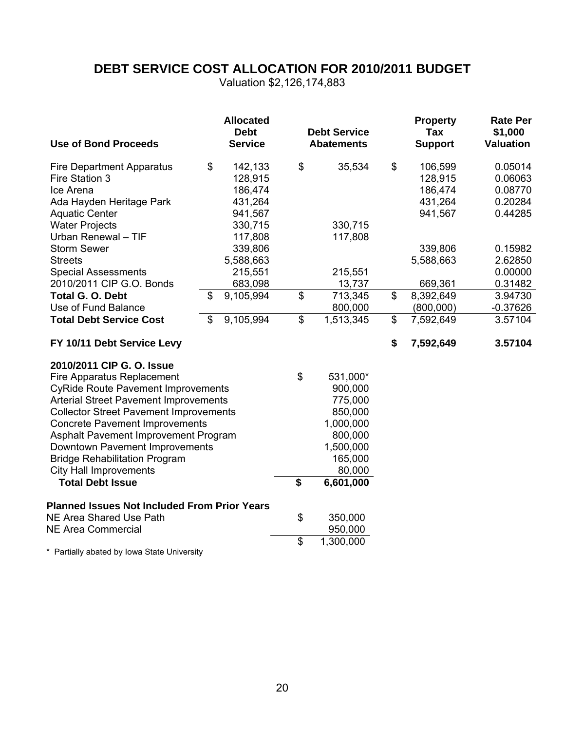# DEBT SERVICE COST ALLOCATION FOR 2010/2011 BUDGET

Valuation $2,126,174,883

| Use of Bond Proceeds | Allocated Debt Service | Debt Service Abatements | Property Tax Support | Rate Per $1,000 Valuation |
|---|---|---|---|---|
| Fire Department Apparatus | $ 142,133 | $ 35,534 | $ 106,599 | 0.05014 |
| Fire Station 3 | 128,915 | | 128,915 | 0.06063 |
| Ice Arena | 186,474 | | 186,474 | 0.08770 |
| Ada Hayden Heritage Park | 431,264 | | 431,264 | 0.20284 |
| Aquatic Center | 941,567 | | 941,567 | 0.44285 |
| Water Projects | 330,715 | 330,715 | | |
| Urban Renewal – TIF | 117,808 | 117,808 | | |
| Storm Sewer | 339,806 | | 339,806 | 0.15982 |
| Streets | 5,588,663 | | 5,588,663 | 2.62850 |
| Special Assessments | 215,551 | 215,551 | | 0.00000 |
| 2010/2011 CIP G.O. Bonds | 683,098 | 13,737 | 669,361 | 0.31482 |
| **Total G. O. Debt** | $ 9,105,994 | $ 713,345 | $ 8,392,649 | 3.94730 |
| Use of Fund Balance | | 800,000 | (800,000) | -0.37626 |
| **Total Debt Service Cost** | $ 9,105,994 | $ 1,513,345 | $ 7,592,649 | 3.57104 |
| | | | | |
| **FY 10/11 Debt Service Levy** | | | **$ 7,592,649** | **3.57104** |

| **2010/2011 CIP G. O. Issue** | |
|---|---|
| Fire Apparatus Replacement | $ 531,000* |
| CyRide Route Pavement Improvements | 900,000 |
| Arterial Street Pavement Improvements | 775,000 |
| Collector Street Pavement Improvements | 850,000 |
| Concrete Pavement Improvements | 1,000,000 |
| Asphalt Pavement Improvement Program | 800,000 |
| Downtown Pavement Improvements | 1,500,000 |
| Bridge Rehabilitation Program | 165,000 |
| City Hall Improvements | 80,000 |
| **Total Debt Issue** | **$ 6,601,000** |

| **Planned Issues Not Included From Prior Years** | |
|---|---|
| NE Area Shared Use Path | $ 350,000 |
| NE Area Commercial | 950,000 |
| | $ 1,300,000 |

\* Partially abated by Iowa State University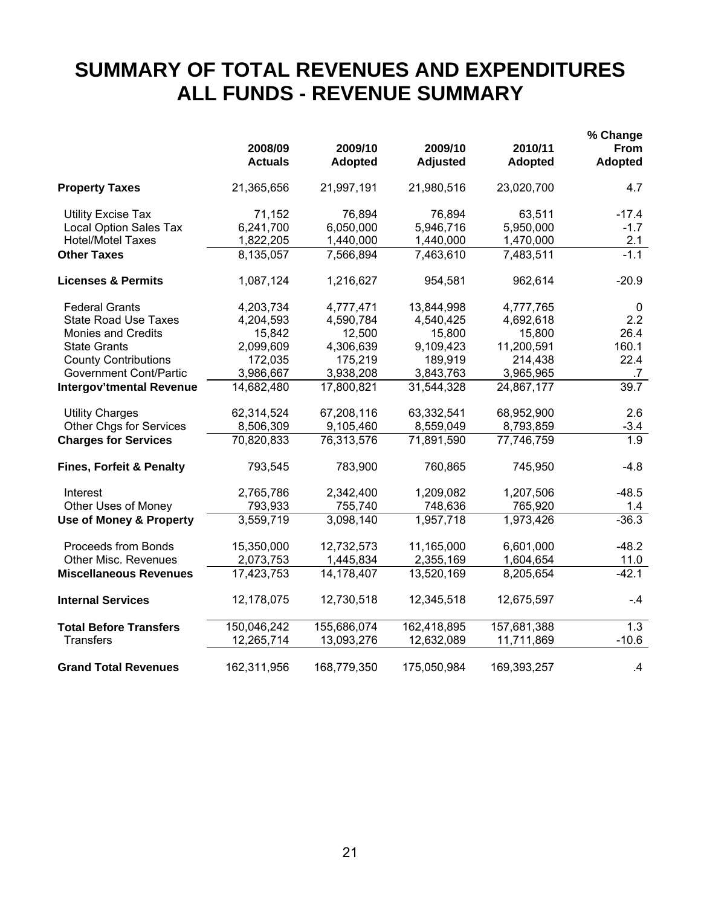# SUMMARY OF TOTAL REVENUES AND EXPENDITURES
# ALL FUNDS - REVENUE SUMMARY

| | 2008/09 Actuals | 2009/10 Adopted | 2009/10 Adjusted | 2010/11 Adopted | % Change From Adopted |
|---|---|---|---|---|---|
| **Property Taxes** | 21,365,656 | 21,997,191 | 21,980,516 | 23,020,700 | 4.7 |
| Utility Excise Tax | 71,152 | 76,894 | 76,894 | 63,511 | -17.4 |
| Local Option Sales Tax | 6,241,700 | 6,050,000 | 5,946,716 | 5,950,000 | -1.7 |
| Hotel/Motel Taxes | 1,822,205 | 1,440,000 | 1,440,000 | 1,470,000 | 2.1 |
| **Other Taxes** | 8,135,057 | 7,566,894 | 7,463,610 | 7,483,511 | -1.1 |
| **Licenses & Permits** | 1,087,124 | 1,216,627 | 954,581 | 962,614 | -20.9 |
| Federal Grants | 4,203,734 | 4,777,471 | 13,844,998 | 4,777,765 | 0 |
| State Road Use Taxes | 4,204,593 | 4,590,784 | 4,540,425 | 4,692,618 | 2.2 |
| Monies and Credits | 15,842 | 12,500 | 15,800 | 15,800 | 26.4 |
| State Grants | 2,099,609 | 4,306,639 | 9,109,423 | 11,200,591 | 160.1 |
| County Contributions | 172,035 | 175,219 | 189,919 | 214,438 | 22.4 |
| Government Cont/Partic | 3,986,667 | 3,938,208 | 3,843,763 | 3,965,965 | .7 |
| **Intergov'tmental Revenue** | 14,682,480 | 17,800,821 | 31,544,328 | 24,867,177 | 39.7 |
| Utility Charges | 62,314,524 | 67,208,116 | 63,332,541 | 68,952,900 | 2.6 |
| Other Chgs for Services | 8,506,309 | 9,105,460 | 8,559,049 | 8,793,859 | -3.4 |
| **Charges for Services** | 70,820,833 | 76,313,576 | 71,891,590 | 77,746,759 | 1.9 |
| **Fines, Forfeit & Penalty** | 793,545 | 783,900 | 760,865 | 745,950 | -4.8 |
| Interest | 2,765,786 | 2,342,400 | 1,209,082 | 1,207,506 | -48.5 |
| Other Uses of Money | 793,933 | 755,740 | 748,636 | 765,920 | 1.4 |
| **Use of Money & Property** | 3,559,719 | 3,098,140 | 1,957,718 | 1,973,426 | -36.3 |
| Proceeds from Bonds | 15,350,000 | 12,732,573 | 11,165,000 | 6,601,000 | -48.2 |
| Other Misc. Revenues | 2,073,753 | 1,445,834 | 2,355,169 | 1,604,654 | 11.0 |
| **Miscellaneous Revenues** | 17,423,753 | 14,178,407 | 13,520,169 | 8,205,654 | -42.1 |
| **Internal Services** | 12,178,075 | 12,730,518 | 12,345,518 | 12,675,597 | -.4 |
| **Total Before Transfers** | 150,046,242 | 155,686,074 | 162,418,895 | 157,681,388 | 1.3 |
| Transfers | 12,265,714 | 13,093,276 | 12,632,089 | 11,711,869 | -10.6 |
| **Grand Total Revenues** | 162,311,956 | 168,779,350 | 175,050,984 | 169,393,257 | .4 |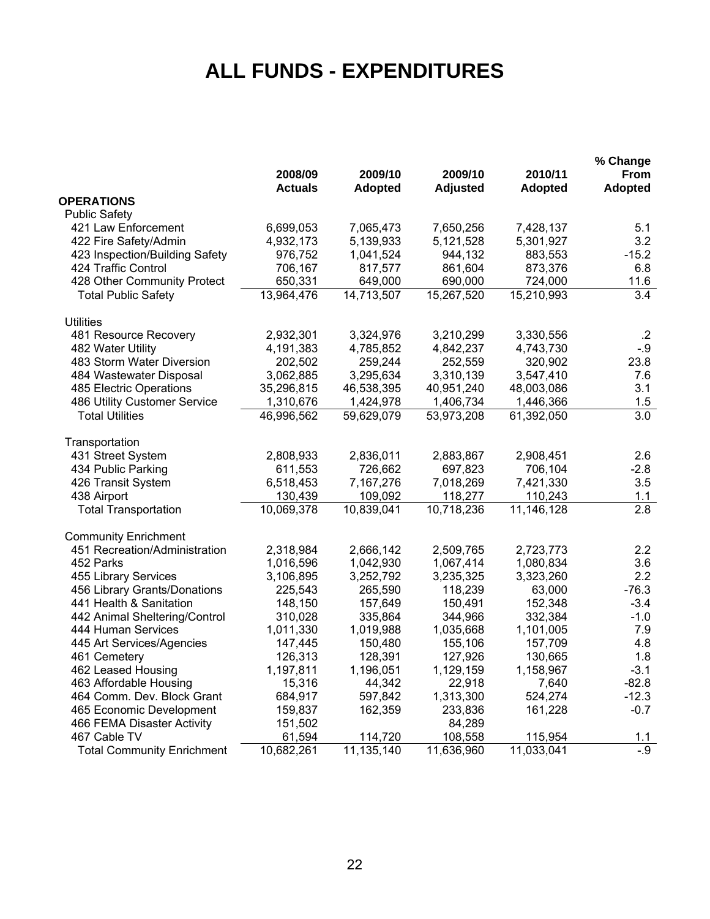# ALL FUNDS - EXPENDITURES

| | 2008/09 Actuals | 2009/10 Adopted | 2009/10 Adjusted | 2010/11 Adopted | % Change From Adopted |
|---|---|---|---|---|---|
| **OPERATIONS** | | | | | |
| Public Safety | | | | | |
| 421 Law Enforcement | 6,699,053 | 7,065,473 | 7,650,256 | 7,428,137 | 5.1 |
| 422 Fire Safety/Admin | 4,932,173 | 5,139,933 | 5,121,528 | 5,301,927 | 3.2 |
| 423 Inspection/Building Safety | 976,752 | 1,041,524 | 944,132 | 883,553 | -15.2 |
| 424 Traffic Control | 706,167 | 817,577 | 861,604 | 873,376 | 6.8 |
| 428 Other Community Protect | 650,331 | 649,000 | 690,000 | 724,000 | 11.6 |
| Total Public Safety | 13,964,476 | 14,713,507 | 15,267,520 | 15,210,993 | 3.4 |
| Utilities | | | | | |
| 481 Resource Recovery | 2,932,301 | 3,324,976 | 3,210,299 | 3,330,556 | .2 |
| 482 Water Utility | 4,191,383 | 4,785,852 | 4,842,237 | 4,743,730 | -.9 |
| 483 Storm Water Diversion | 202,502 | 259,244 | 252,559 | 320,902 | 23.8 |
| 484 Wastewater Disposal | 3,062,885 | 3,295,634 | 3,310,139 | 3,547,410 | 7.6 |
| 485 Electric Operations | 35,296,815 | 46,538,395 | 40,951,240 | 48,003,086 | 3.1 |
| 486 Utility Customer Service | 1,310,676 | 1,424,978 | 1,406,734 | 1,446,366 | 1.5 |
| Total Utilities | 46,996,562 | 59,629,079 | 53,973,208 | 61,392,050 | 3.0 |
| Transportation | | | | | |
| 431 Street System | 2,808,933 | 2,836,011 | 2,883,867 | 2,908,451 | 2.6 |
| 434 Public Parking | 611,553 | 726,662 | 697,823 | 706,104 | -2.8 |
| 426 Transit System | 6,518,453 | 7,167,276 | 7,018,269 | 7,421,330 | 3.5 |
| 438 Airport | 130,439 | 109,092 | 118,277 | 110,243 | 1.1 |
| Total Transportation | 10,069,378 | 10,839,041 | 10,718,236 | 11,146,128 | 2.8 |
| Community Enrichment | | | | | |
| 451 Recreation/Administration | 2,318,984 | 2,666,142 | 2,509,765 | 2,723,773 | 2.2 |
| 452 Parks | 1,016,596 | 1,042,930 | 1,067,414 | 1,080,834 | 3.6 |
| 455 Library Services | 3,106,895 | 3,252,792 | 3,235,325 | 3,323,260 | 2.2 |
| 456 Library Grants/Donations | 225,543 | 265,590 | 118,239 | 63,000 | -76.3 |
| 441 Health & Sanitation | 148,150 | 157,649 | 150,491 | 152,348 | -3.4 |
| 442 Animal Sheltering/Control | 310,028 | 335,864 | 344,966 | 332,384 | -1.0 |
| 444 Human Services | 1,011,330 | 1,019,988 | 1,035,668 | 1,101,005 | 7.9 |
| 445 Art Services/Agencies | 147,445 | 150,480 | 155,106 | 157,709 | 4.8 |
| 461 Cemetery | 126,313 | 128,391 | 127,926 | 130,665 | 1.8 |
| 462 Leased Housing | 1,197,811 | 1,196,051 | 1,129,159 | 1,158,967 | -3.1 |
| 463 Affordable Housing | 15,316 | 44,342 | 22,918 | 7,640 | -82.8 |
| 464 Comm. Dev. Block Grant | 684,917 | 597,842 | 1,313,300 | 524,274 | -12.3 |
| 465 Economic Development | 159,837 | 162,359 | 233,836 | 161,228 | -0.7 |
| 466 FEMA Disaster Activity | 151,502 | | 84,289 | | |
| 467 Cable TV | 61,594 | 114,720 | 108,558 | 115,954 | 1.1 |
| Total Community Enrichment | 10,682,261 | 11,135,140 | 11,636,960 | 11,033,041 | -.9 |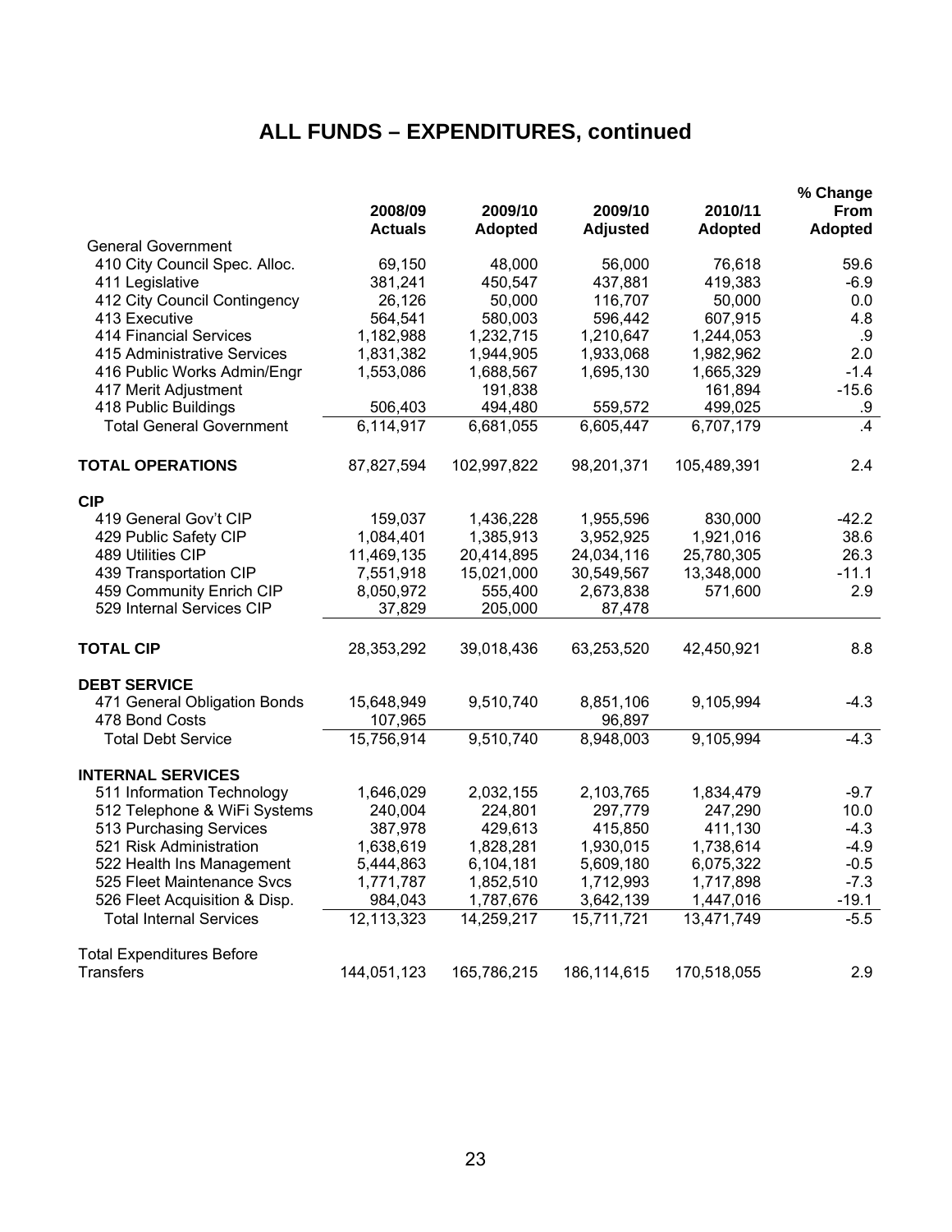# ALL FUNDS – EXPENDITURES, continued

| | 2008/09 Actuals | 2009/10 Adopted | 2009/10 Adjusted | 2010/11 Adopted | % Change From Adopted |
|---|---|---|---|---|---|
| General Government | | | | | |
| 410 City Council Spec. Alloc. | 69,150 | 48,000 | 56,000 | 76,618 | 59.6 |
| 411 Legislative | 381,241 | 450,547 | 437,881 | 419,383 | -6.9 |
| 412 City Council Contingency | 26,126 | 50,000 | 116,707 | 50,000 | 0.0 |
| 413 Executive | 564,541 | 580,003 | 596,442 | 607,915 | 4.8 |
| 414 Financial Services | 1,182,988 | 1,232,715 | 1,210,647 | 1,244,053 | .9 |
| 415 Administrative Services | 1,831,382 | 1,944,905 | 1,933,068 | 1,982,962 | 2.0 |
| 416 Public Works Admin/Engr | 1,553,086 | 1,688,567 | 1,695,130 | 1,665,329 | -1.4 |
| 417 Merit Adjustment | | 191,838 | | 161,894 | -15.6 |
| 418 Public Buildings | 506,403 | 494,480 | 559,572 | 499,025 | .9 |
| Total General Government | 6,114,917 | 6,681,055 | 6,605,447 | 6,707,179 | .4 |
| **TOTAL OPERATIONS** | 87,827,594 | 102,997,822 | 98,201,371 | 105,489,391 | 2.4 |
| **CIP** | | | | | |
| 419 General Gov't CIP | 159,037 | 1,436,228 | 1,955,596 | 830,000 | -42.2 |
| 429 Public Safety CIP | 1,084,401 | 1,385,913 | 3,952,925 | 1,921,016 | 38.6 |
| 489 Utilities CIP | 11,469,135 | 20,414,895 | 24,034,116 | 25,780,305 | 26.3 |
| 439 Transportation CIP | 7,551,918 | 15,021,000 | 30,549,567 | 13,348,000 | -11.1 |
| 459 Community Enrich CIP | 8,050,972 | 555,400 | 2,673,838 | 571,600 | 2.9 |
| 529 Internal Services CIP | 37,829 | 205,000 | 87,478 | | |
| **TOTAL CIP** | 28,353,292 | 39,018,436 | 63,253,520 | 42,450,921 | 8.8 |
| **DEBT SERVICE** | | | | | |
| 471 General Obligation Bonds | 15,648,949 | 9,510,740 | 8,851,106 | 9,105,994 | -4.3 |
| 478 Bond Costs | 107,965 | | 96,897 | | |
| Total Debt Service | 15,756,914 | 9,510,740 | 8,948,003 | 9,105,994 | -4.3 |
| **INTERNAL SERVICES** | | | | | |
| 511 Information Technology | 1,646,029 | 2,032,155 | 2,103,765 | 1,834,479 | -9.7 |
| 512 Telephone & WiFi Systems | 240,004 | 224,801 | 297,779 | 247,290 | 10.0 |
| 513 Purchasing Services | 387,978 | 429,613 | 415,850 | 411,130 | -4.3 |
| 521 Risk Administration | 1,638,619 | 1,828,281 | 1,930,015 | 1,738,614 | -4.9 |
| 522 Health Ins Management | 5,444,863 | 6,104,181 | 5,609,180 | 6,075,322 | -0.5 |
| 525 Fleet Maintenance Svcs | 1,771,787 | 1,852,510 | 1,712,993 | 1,717,898 | -7.3 |
| 526 Fleet Acquisition & Disp. | 984,043 | 1,787,676 | 3,642,139 | 1,447,016 | -19.1 |
| Total Internal Services | 12,113,323 | 14,259,217 | 15,711,721 | 13,471,749 | -5.5 |
| Total Expenditures Before Transfers | 144,051,123 | 165,786,215 | 186,114,615 | 170,518,055 | 2.9 |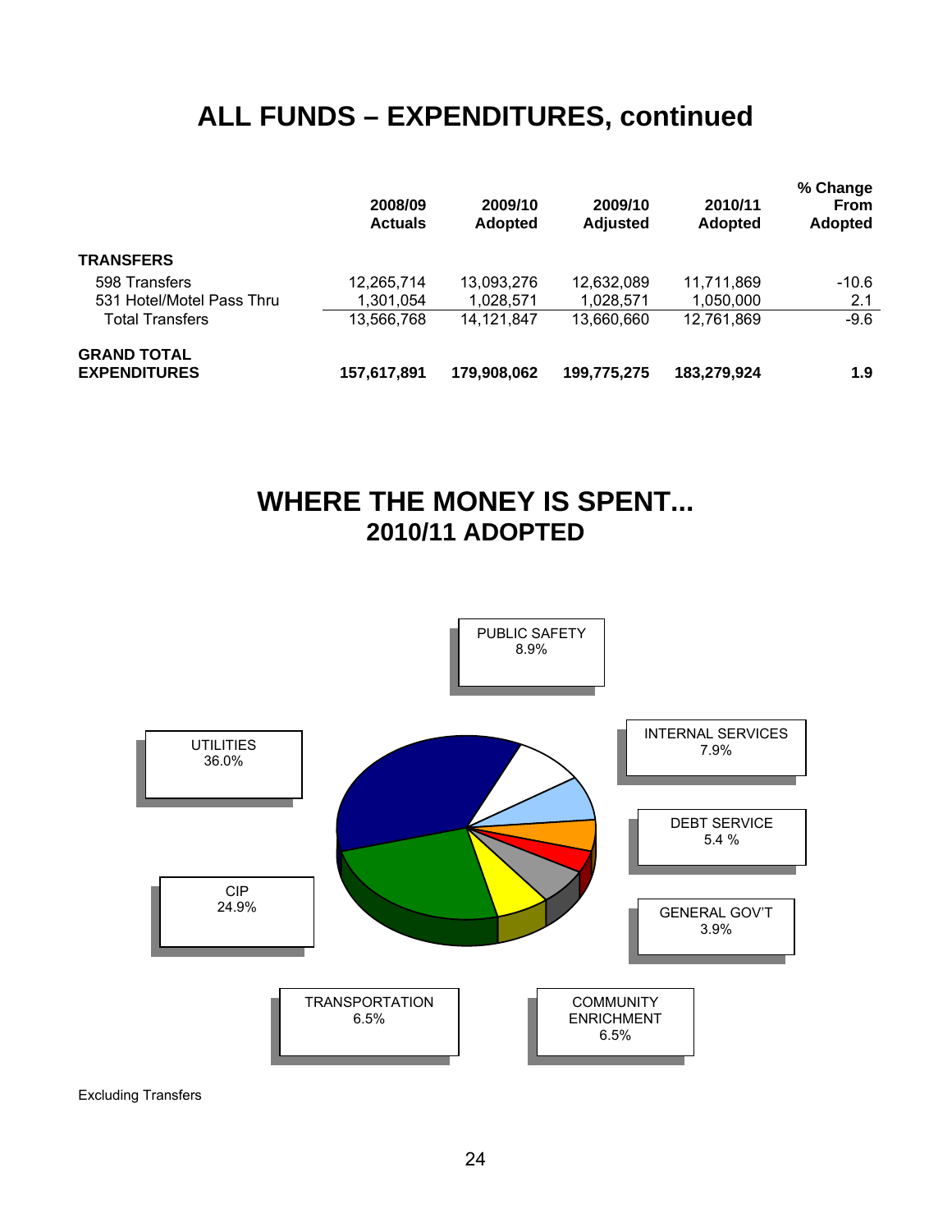# ALL FUNDS – EXPENDITURES, continued

| | 2008/09 Actuals | 2009/10 Adopted | 2009/10 Adjusted | 2010/11 Adopted | % Change From Adopted |
|---|---|---|---|---|---|
| **TRANSFERS** | | | | | |
| 598 Transfers | 12,265,714 | 13,093,276 | 12,632,089 | 11,711,869 | -10.6 |
| 531 Hotel/Motel Pass Thru | 1,301,054 | 1,028,571 | 1,028,571 | 1,050,000 | 2.1 |
| Total Transfers | 13,566,768 | 14,121,847 | 13,660,660 | 12,761,869 | -9.6 |
| **GRAND TOTAL EXPENDITURES** | **157,617,891** | **179,908,062** | **199,775,275** | **183,279,924** | **1.9** |

# WHERE THE MONEY IS SPENT...
## 2010/11 ADOPTED

PUBLIC SAFETY 8.9%

INTERNAL SERVICES 7.9%

DEBT SERVICE 5.4 %

GENERAL GOV'T 3.9%

COMMUNITY ENRICHMENT 6.5%

TRANSPORTATION 6.5%

CIP 24.9%

UTILITIES 36.0%

Excluding Transfers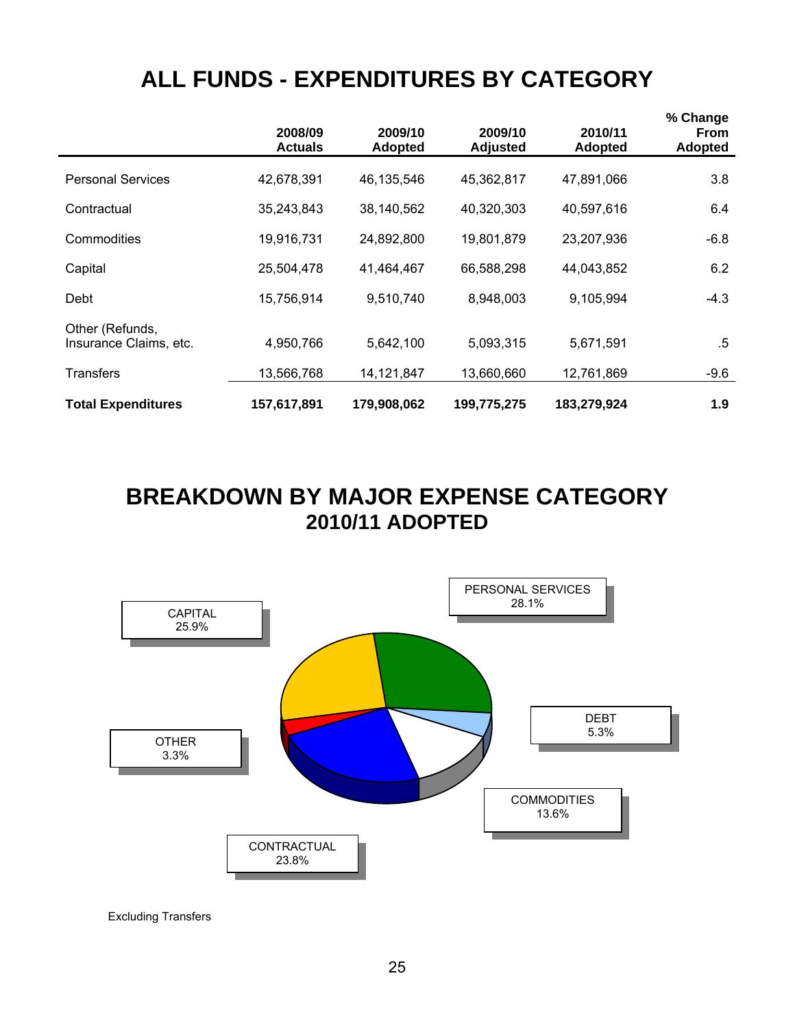# ALL FUNDS - EXPENDITURES BY CATEGORY

| | 2008/09 Actuals | 2009/10 Adopted | 2009/10 Adjusted | 2010/11 Adopted | % Change From Adopted |
|---|---|---|---|---|---|
| Personal Services | 42,678,391 | 46,135,546 | 45,362,817 | 47,891,066 | 3.8 |
| Contractual | 35,243,843 | 38,140,562 | 40,320,303 | 40,597,616 | 6.4 |
| Commodities | 19,916,731 | 24,892,800 | 19,801,879 | 23,207,936 | -6.8 |
| Capital | 25,504,478 | 41,464,467 | 66,588,298 | 44,043,852 | 6.2 |
| Debt | 15,756,914 | 9,510,740 | 8,948,003 | 9,105,994 | -4.3 |
| Other (Refunds, Insurance Claims, etc. | 4,950,766 | 5,642,100 | 5,093,315 | 5,671,591 | .5 |
| Transfers | 13,566,768 | 14,121,847 | 13,660,660 | 12,761,869 | -9.6 |
| **Total Expenditures** | **157,617,891** | **179,908,062** | **199,775,275** | **183,279,924** | **1.9** |

# BREAKDOWN BY MAJOR EXPENSE CATEGORY
## 2010/11 ADOPTED

PERSONAL SERVICES 28.1%

CAPITAL 25.9%

DEBT 5.3%

OTHER 3.3%

COMMODITIES 13.6%

CONTRACTUAL 23.8%

Excluding Transfers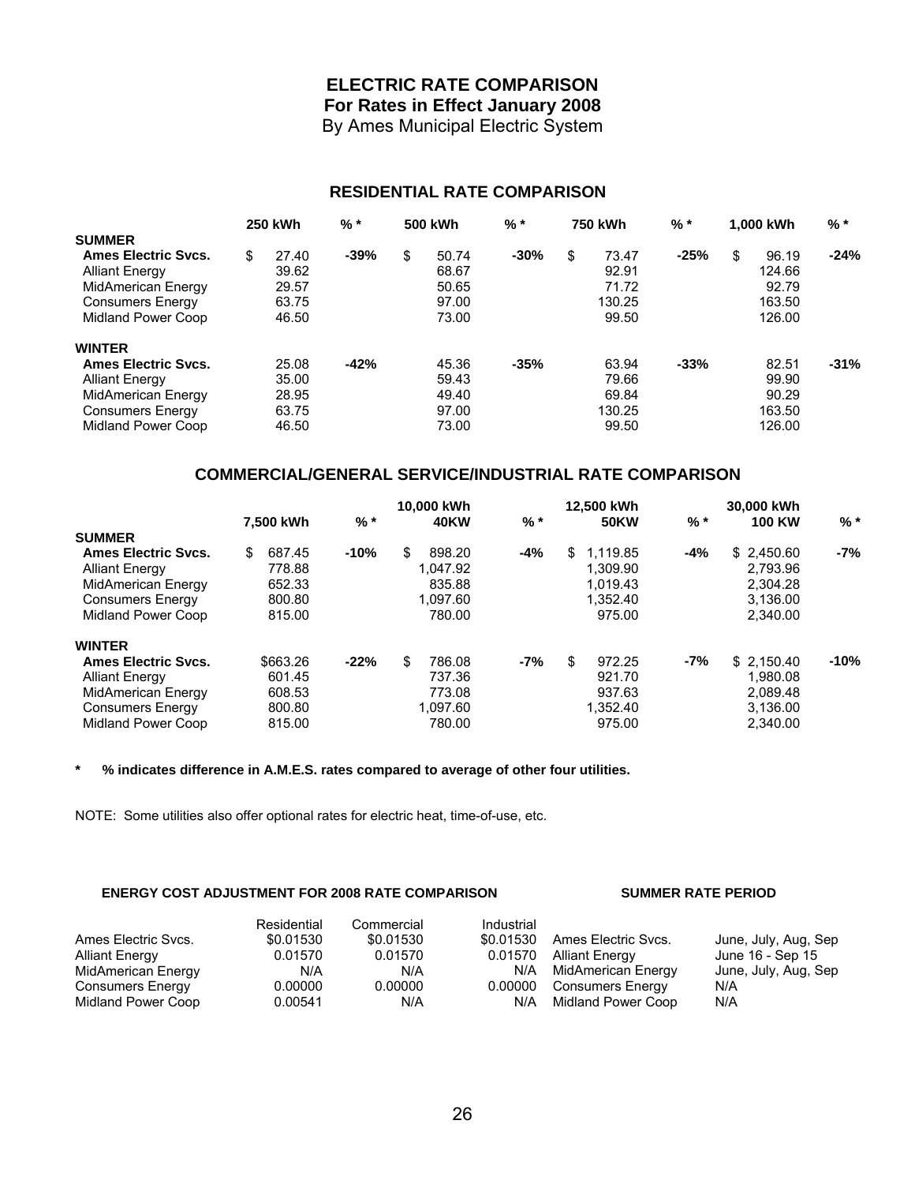# ELECTRIC RATE COMPARISON
## For Rates in Effect January 2008
By Ames Municipal Electric System

### RESIDENTIAL RATE COMPARISON

| | 250 kWh | % * | 500 kWh | % * | 750 kWh | % * | 1,000 kWh | % * |
|---|---|---|---|---|---|---|---|---|
| **SUMMER** | | | | | | | | |
| **Ames Electric Svcs.** | $ 27.40 | **-39%** | $ 50.74 | **-30%** | $ 73.47 | **-25%** | $ 96.19 | **-24%** |
| Alliant Energy | 39.62 | | 68.67 | | 92.91 | | 124.66 | |
| MidAmerican Energy | 29.57 | | 50.65 | | 71.72 | | 92.79 | |
| Consumers Energy | 63.75 | | 97.00 | | 130.25 | | 163.50 | |
| Midland Power Coop | 46.50 | | 73.00 | | 99.50 | | 126.00 | |
| **WINTER** | | | | | | | | |
| **Ames Electric Svcs.** | 25.08 | **-42%** | 45.36 | **-35%** | 63.94 | **-33%** | 82.51 | **-31%** |
| Alliant Energy | 35.00 | | 59.43 | | 79.66 | | 99.90 | |
| MidAmerican Energy | 28.95 | | 49.40 | | 69.84 | | 90.29 | |
| Consumers Energy | 63.75 | | 97.00 | | 130.25 | | 163.50 | |
| Midland Power Coop | 46.50 | | 73.00 | | 99.50 | | 126.00 | |

### COMMERCIAL/GENERAL SERVICE/INDUSTRIAL RATE COMPARISON

| | 7,500 kWh | % * | 10,000 kWh 40KW | % * | 12,500 kWh 50KW | % * | 30,000 kWh 100 KW | % * |
|---|---|---|---|---|---|---|---|---|
| **SUMMER** | | | | | | | | |
| **Ames Electric Svcs.** | $ 687.45 | **-10%** | $ 898.20 | **-4%** | $ 1,119.85 | **-4%** | $ 2,450.60 | **-7%** |
| Alliant Energy | 778.88 | | 1,047.92 | | 1,309.90 | | 2,793.96 | |
| MidAmerican Energy | 652.33 | | 835.88 | | 1,019.43 | | 2,304.28 | |
| Consumers Energy | 800.80 | | 1,097.60 | | 1,352.40 | | 3,136.00 | |
| Midland Power Coop | 815.00 | | 780.00 | | 975.00 | | 2,340.00 | |
| **WINTER** | | | | | | | | |
| **Ames Electric Svcs.** | $663.26 | **-22%** | $ 786.08 | **-7%** | $ 972.25 | **-7%** | $ 2,150.40 | **-10%** |
| Alliant Energy | 601.45 | | 737.36 | | 921.70 | | 1,980.08 | |
| MidAmerican Energy | 608.53 | | 773.08 | | 937.63 | | 2,089.48 | |
| Consumers Energy | 800.80 | | 1,097.60 | | 1,352.40 | | 3,136.00 | |
| Midland Power Coop | 815.00 | | 780.00 | | 975.00 | | 2,340.00 | |

**\*  % indicates difference in A.M.E.S. rates compared to average of other four utilities.**

NOTE: Some utilities also offer optional rates for electric heat, time-of-use, etc.

**ENERGY COST ADJUSTMENT FOR 2008 RATE COMPARISON**

| | Residential | Commercial | Industrial |
|---|---|---|---|
| Ames Electric Svcs. | $0.01530 | $0.01530 | $0.01530 |
| Alliant Energy | 0.01570 | 0.01570 | 0.01570 |
| MidAmerican Energy | N/A | N/A | N/A |
| Consumers Energy | 0.00000 | 0.00000 | 0.00000 |
| Midland Power Coop | 0.00541 | N/A | N/A |

**SUMMER RATE PERIOD**

| | |
|---|---|
| Ames Electric Svcs. | June, July, Aug, Sep |
| Alliant Energy | June 16 - Sep 15 |
| MidAmerican Energy | June, July, Aug, Sep |
| Consumers Energy | N/A |
| Midland Power Coop | N/A |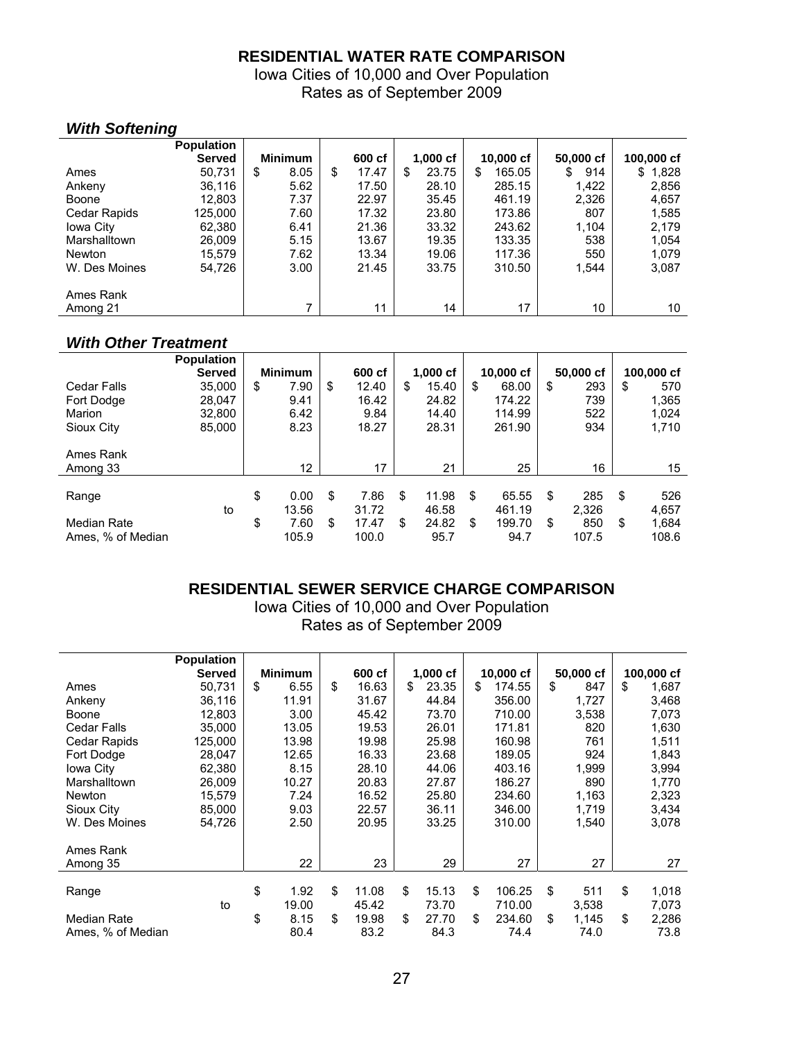## RESIDENTIAL WATER RATE COMPARISON

Iowa Cities of 10,000 and Over Population
Rates as of September 2009

### *With Softening*

| | Population Served | Minimum | 600 cf | 1,000 cf | 10,000 cf | 50,000 cf | 100,000 cf |
|---|---|---|---|---|---|---|---|
| Ames | 50,731 | $ 8.05 | $ 17.47 | $ 23.75 | $ 165.05 | $ 914 | $ 1,828 |
| Ankeny | 36,116 | 5.62 | 17.50 | 28.10 | 285.15 | 1,422 | 2,856 |
| Boone | 12,803 | 7.37 | 22.97 | 35.45 | 461.19 | 2,326 | 4,657 |
| Cedar Rapids | 125,000 | 7.60 | 17.32 | 23.80 | 173.86 | 807 | 1,585 |
| Iowa City | 62,380 | 6.41 | 21.36 | 33.32 | 243.62 | 1,104 | 2,179 |
| Marshalltown | 26,009 | 5.15 | 13.67 | 19.35 | 133.35 | 538 | 1,054 |
| Newton | 15,579 | 7.62 | 13.34 | 19.06 | 117.36 | 550 | 1,079 |
| W. Des Moines | 54,726 | 3.00 | 21.45 | 33.75 | 310.50 | 1,544 | 3,087 |
| Ames Rank Among 21 | | 7 | 11 | 14 | 17 | 10 | 10 |

### *With Other Treatment*

| | Population Served | Minimum | 600 cf | 1,000 cf | 10,000 cf | 50,000 cf | 100,000 cf |
|---|---|---|---|---|---|---|---|
| Cedar Falls | 35,000 | $ 7.90 | $ 12.40 | $ 15.40 | $ 68.00 | $ 293 | $ 570 |
| Fort Dodge | 28,047 | 9.41 | 16.42 | 24.82 | 174.22 | 739 | 1,365 |
| Marion | 32,800 | 6.42 | 9.84 | 14.40 | 114.99 | 522 | 1,024 |
| Sioux City | 85,000 | 8.23 | 18.27 | 28.31 | 261.90 | 934 | 1,710 |
| Ames Rank Among 33 | | 12 | 17 | 21 | 25 | 16 | 15 |
| Range | | $ 0.00 | $ 7.86 | $ 11.98 | $ 65.55 | $ 285 | $ 526 |
| | to | 13.56 | 31.72 | 46.58 | 461.19 | 2,326 | 4,657 |
| Median Rate | | $ 7.60 | $ 17.47 | $ 24.82 | $ 199.70 | $ 850 | $ 1,684 |
| Ames, % of Median | | 105.9 | 100.0 | 95.7 | 94.7 | 107.5 | 108.6 |

## RESIDENTIAL SEWER SERVICE CHARGE COMPARISON

Iowa Cities of 10,000 and Over Population
Rates as of September 2009

| | Population Served | Minimum | 600 cf | 1,000 cf | 10,000 cf | 50,000 cf | 100,000 cf |
|---|---|---|---|---|---|---|---|
| Ames | 50,731 | $ 6.55 | $ 16.63 | $ 23.35 | $ 174.55 | $ 847 | $ 1,687 |
| Ankeny | 36,116 | 11.91 | 31.67 | 44.84 | 356.00 | 1,727 | 3,468 |
| Boone | 12,803 | 3.00 | 45.42 | 73.70 | 710.00 | 3,538 | 7,073 |
| Cedar Falls | 35,000 | 13.05 | 19.53 | 26.01 | 171.81 | 820 | 1,630 |
| Cedar Rapids | 125,000 | 13.98 | 19.98 | 25.98 | 160.98 | 761 | 1,511 |
| Fort Dodge | 28,047 | 12.65 | 16.33 | 23.68 | 189.05 | 924 | 1,843 |
| Iowa City | 62,380 | 8.15 | 28.10 | 44.06 | 403.16 | 1,999 | 3,994 |
| Marshalltown | 26,009 | 10.27 | 20.83 | 27.87 | 186.27 | 890 | 1,770 |
| Newton | 15,579 | 7.24 | 16.52 | 25.80 | 234.60 | 1,163 | 2,323 |
| Sioux City | 85,000 | 9.03 | 22.57 | 36.11 | 346.00 | 1,719 | 3,434 |
| W. Des Moines | 54,726 | 2.50 | 20.95 | 33.25 | 310.00 | 1,540 | 3,078 |
| Ames Rank Among 35 | | 22 | 23 | 29 | 27 | 27 | 27 |
| Range | | $ 1.92 | $ 11.08 | $ 15.13 | $ 106.25 | $ 511 | $ 1,018 |
| | to | 19.00 | 45.42 | 73.70 | 710.00 | 3,538 | 7,073 |
| Median Rate | | $ 8.15 | $ 19.98 | $ 27.70 | $ 234.60 | $ 1,145 | $ 2,286 |
| Ames, % of Median | | 80.4 | 83.2 | 84.3 | 74.4 | 74.0 | 73.8 |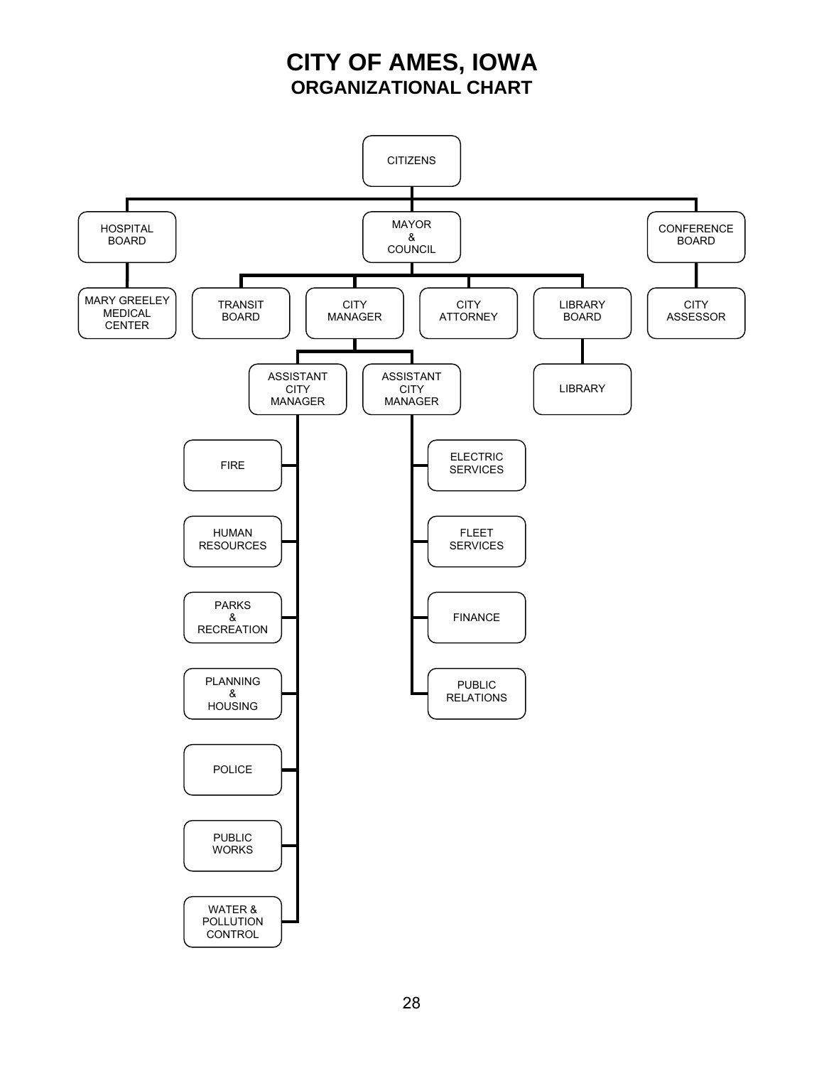# CITY OF AMES, IOWA
## ORGANIZATIONAL CHART

CITIZENS

HOSPITAL BOARD

MAYOR & COUNCIL

CONFERENCE BOARD

MARY GREELEY MEDICAL CENTER

TRANSIT BOARD

CITY MANAGER

CITY ATTORNEY

LIBRARY BOARD

CITY ASSESSOR

ASSISTANT CITY MANAGER

ASSISTANT CITY MANAGER

LIBRARY

FIRE

HUMAN RESOURCES

PARKS & RECREATION

PLANNING & HOUSING

POLICE

PUBLIC WORKS

WATER & POLLUTION CONTROL

ELECTRIC SERVICES

FLEET SERVICES

FINANCE

PUBLIC RELATIONS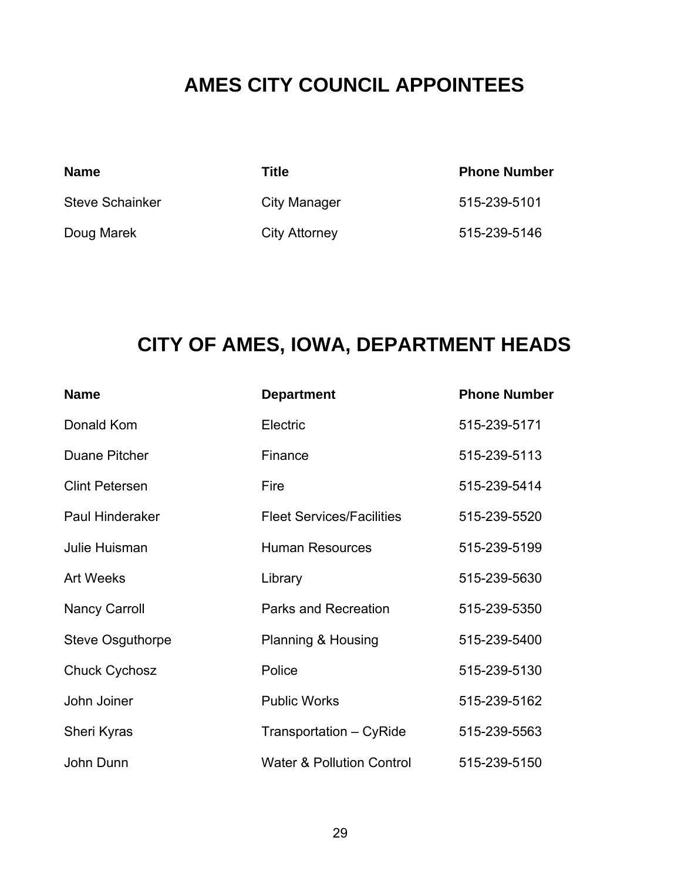# AMES CITY COUNCIL APPOINTEES

| Name | Title | Phone Number |
|---|---|---|
| Steve Schainker | City Manager | 515-239-5101 |
| Doug Marek | City Attorney | 515-239-5146 |

# CITY OF AMES, IOWA, DEPARTMENT HEADS

| Name | Department | Phone Number |
|---|---|---|
| Donald Kom | Electric | 515-239-5171 |
| Duane Pitcher | Finance | 515-239-5113 |
| Clint Petersen | Fire | 515-239-5414 |
| Paul Hinderaker | Fleet Services/Facilities | 515-239-5520 |
| Julie Huisman | Human Resources | 515-239-5199 |
| Art Weeks | Library | 515-239-5630 |
| Nancy Carroll | Parks and Recreation | 515-239-5350 |
| Steve Osguthorpe | Planning & Housing | 515-239-5400 |
| Chuck Cychosz | Police | 515-239-5130 |
| John Joiner | Public Works | 515-239-5162 |
| Sheri Kyras | Transportation – CyRide | 515-239-5563 |
| John Dunn | Water & Pollution Control | 515-239-5150 |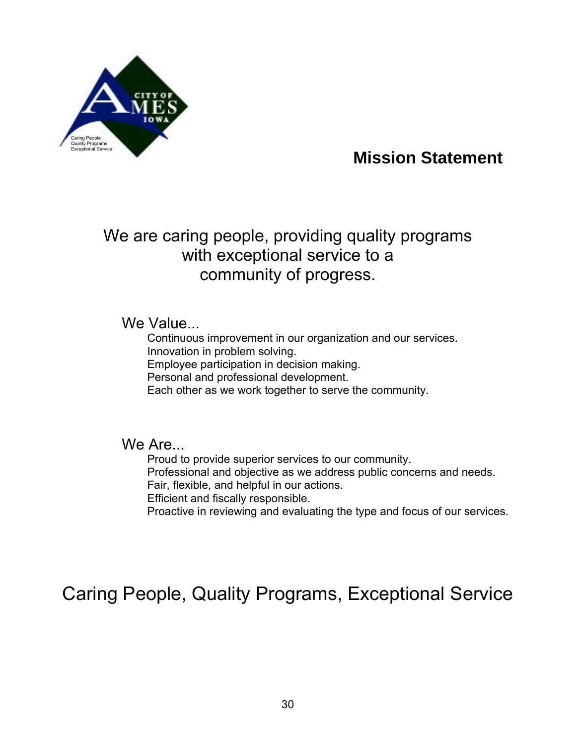## Mission Statement

We are caring people, providing quality programs with exceptional service to a community of progress.

We Value...

Continuous improvement in our organization and our services.
Innovation in problem solving.
Employee participation in decision making.
Personal and professional development.
Each other as we work together to serve the community.

We Are...

Proud to provide superior services to our community.
Professional and objective as we address public concerns and needs.
Fair, flexible, and helpful in our actions.
Efficient and fiscally responsible.
Proactive in reviewing and evaluating the type and focus of our services.

Caring People, Quality Programs, Exceptional Service